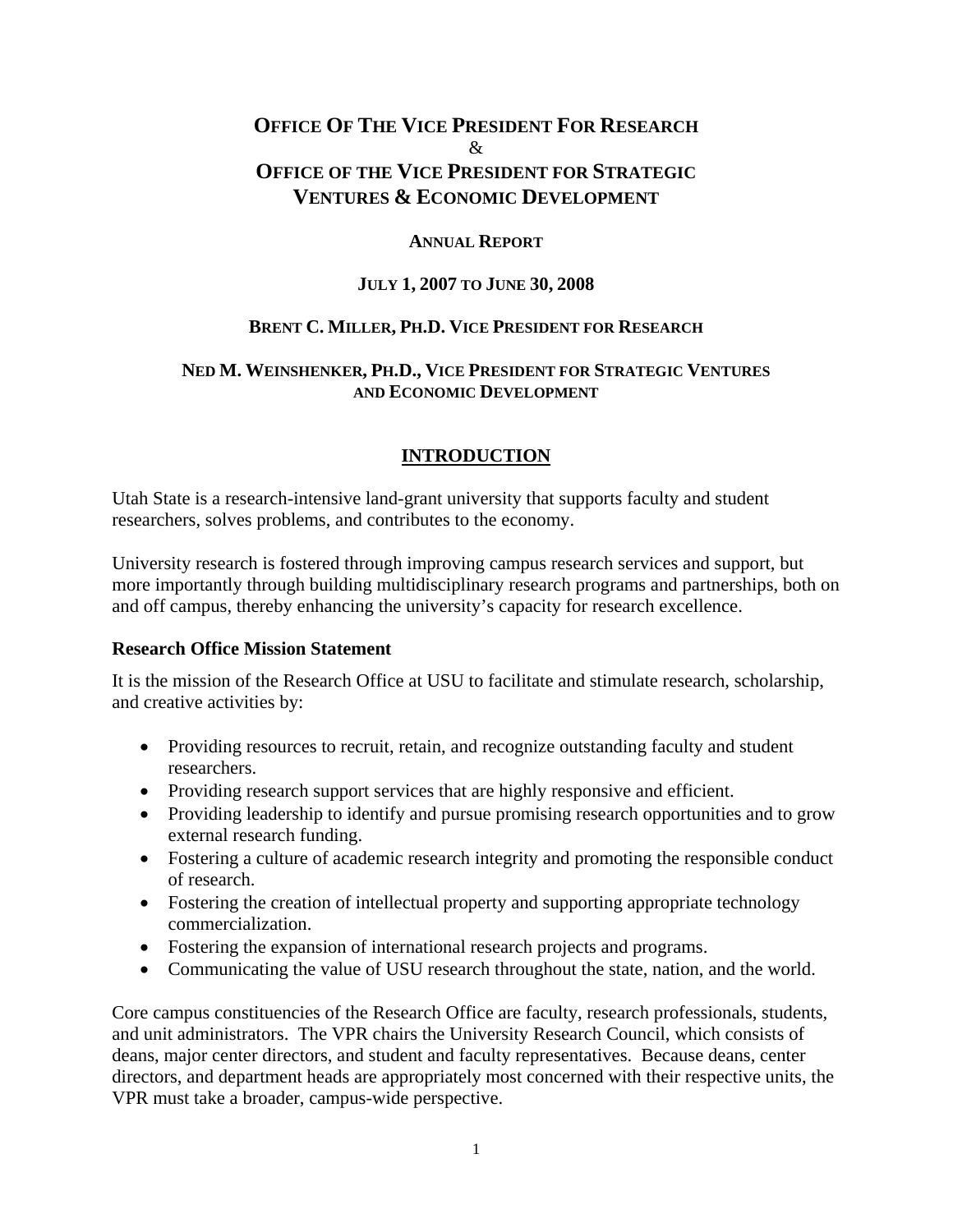# Office Of The Vice President For Research & Office of the Vice President for Strategic Ventures & Economic Development

**Annual Report**

**July 1, 2007 to June 30, 2008**

**Brent C. Miller, Ph.D. Vice President for Research**

**Ned M. Weinshenker, Ph.D., Vice President for Strategic Ventures and Economic Development**

## INTRODUCTION

Utah State is a research-intensive land-grant university that supports faculty and student researchers, solves problems, and contributes to the economy.

University research is fostered through improving campus research services and support, but more importantly through building multidisciplinary research programs and partnerships, both on and off campus, thereby enhancing the university's capacity for research excellence.

### Research Office Mission Statement

It is the mission of the Research Office at USU to facilitate and stimulate research, scholarship, and creative activities by:

- Providing resources to recruit, retain, and recognize outstanding faculty and student researchers.
- Providing research support services that are highly responsive and efficient.
- Providing leadership to identify and pursue promising research opportunities and to grow external research funding.
- Fostering a culture of academic research integrity and promoting the responsible conduct of research.
- Fostering the creation of intellectual property and supporting appropriate technology commercialization.
- Fostering the expansion of international research projects and programs.
- Communicating the value of USU research throughout the state, nation, and the world.

Core campus constituencies of the Research Office are faculty, research professionals, students, and unit administrators. The VPR chairs the University Research Council, which consists of deans, major center directors, and student and faculty representatives. Because deans, center directors, and department heads are appropriately most concerned with their respective units, the VPR must take a broader, campus-wide perspective.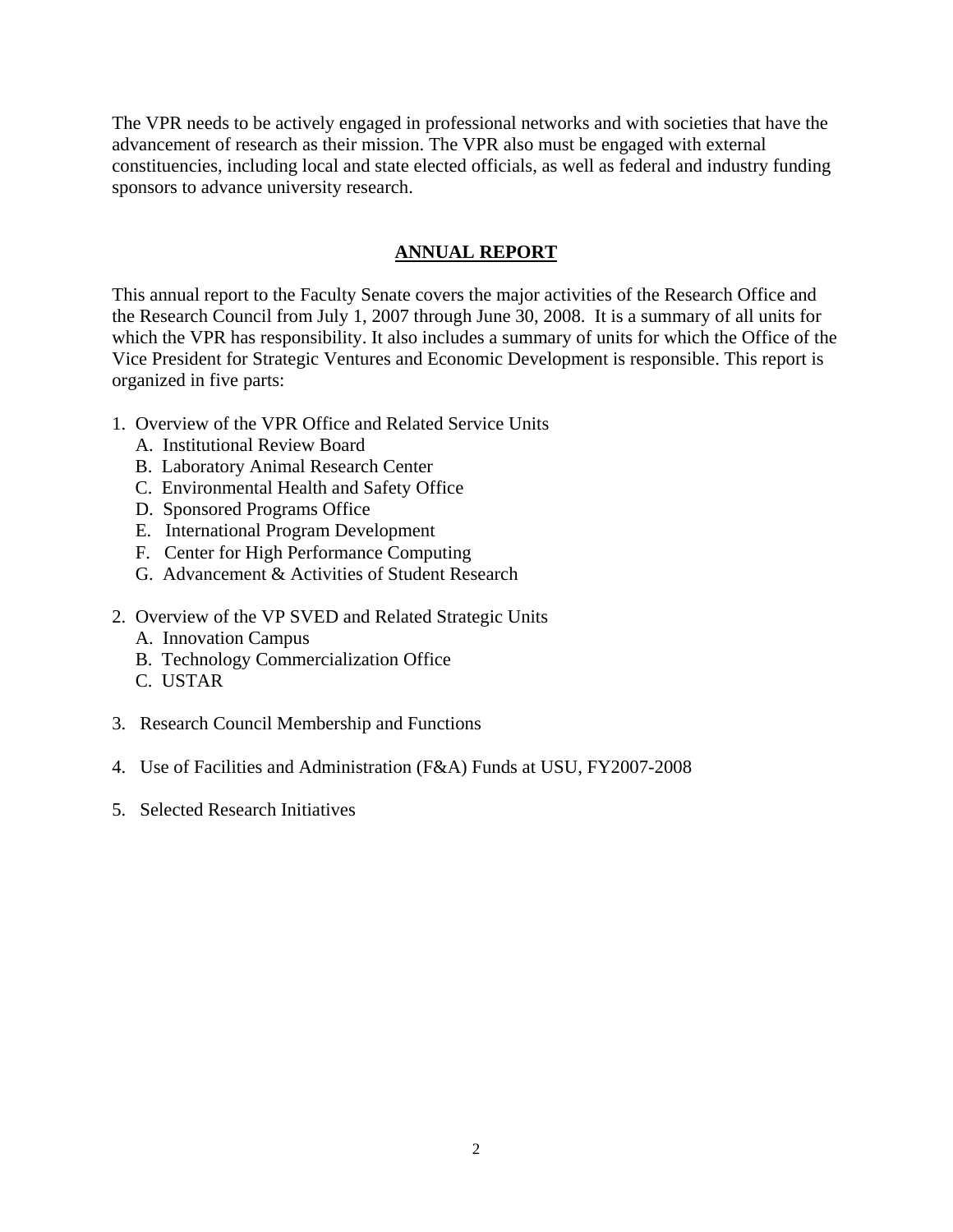The VPR needs to be actively engaged in professional networks and with societies that have the advancement of research as their mission. The VPR also must be engaged with external constituencies, including local and state elected officials, as well as federal and industry funding sponsors to advance university research.

## ANNUAL REPORT

This annual report to the Faculty Senate covers the major activities of the Research Office and the Research Council from July 1, 2007 through June 30, 2008. It is a summary of all units for which the VPR has responsibility. It also includes a summary of units for which the Office of the Vice President for Strategic Ventures and Economic Development is responsible. This report is organized in five parts:

1. Overview of the VPR Office and Related Service Units
   - A. Institutional Review Board
   - B. Laboratory Animal Research Center
   - C. Environmental Health and Safety Office
   - D. Sponsored Programs Office
   - E. International Program Development
   - F. Center for High Performance Computing
   - G. Advancement & Activities of Student Research

2. Overview of the VP SVED and Related Strategic Units
   - A. Innovation Campus
   - B. Technology Commercialization Office
   - C. USTAR

3. Research Council Membership and Functions

4. Use of Facilities and Administration (F&A) Funds at USU, FY2007-2008

5. Selected Research Initiatives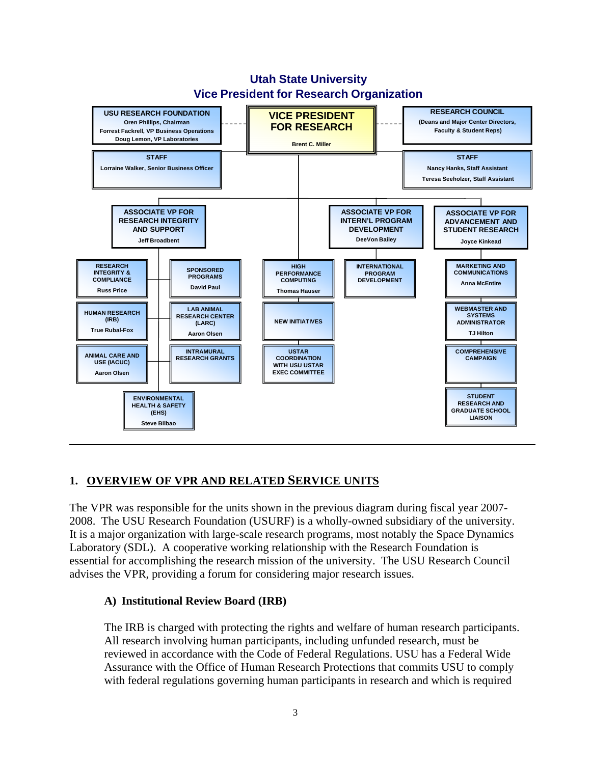## Utah State University
## Vice President for Research Organization

**VICE PRESIDENT FOR RESEARCH**
Brent C. Miller

**USU RESEARCH FOUNDATION**
Oren Phillips, Chairman
Forrest Fackrell, VP Business Operations
Doug Lemon, VP Laboratories

**RESEARCH COUNCIL**
(Deans and Major Center Directors, Faculty & Student Reps)

**STAFF**
Lorraine Walker, Senior Business Officer

**STAFF**
Nancy Hanks, Staff Assistant
Teresa Seeholzer, Staff Assistant

**ASSOCIATE VP FOR RESEARCH INTEGRITY AND SUPPORT**
Jeff Broadbent

- RESEARCH INTEGRITY & COMPLIANCE — Russ Price
- SPONSORED PROGRAMS — David Paul
- HUMAN RESEARCH (IRB) — True Rubal-Fox
- LAB ANIMAL RESEARCH CENTER (LARC) — Aaron Olsen
- ANIMAL CARE AND USE (IACUC) — Aaron Olsen
- INTRAMURAL RESEARCH GRANTS
- ENVIRONMENTAL HEALTH & SAFETY (EHS) — Steve Bilbao

**Reporting directly to the Vice President for Research**

- HIGH PERFORMANCE COMPUTING — Thomas Hauser
- NEW INITIATIVES
- USTAR COORDINATION WITH USU USTAR EXEC COMMITTEE

**ASSOCIATE VP FOR INTERN'L PROGRAM DEVELOPMENT**
DeeVon Bailey

- INTERNATIONAL PROGRAM DEVELOPMENT

**ASSOCIATE VP FOR ADVANCEMENT AND STUDENT RESEARCH**
Joyce Kinkead

- MARKETING AND COMMUNICATIONS — Anna McEntire
- WEBMASTER AND SYSTEMS ADMINISTRATOR — TJ Hilton
- COMPREHENSIVE CAMPAIGN
- STUDENT RESEARCH AND GRADUATE SCHOOL LIAISON

---

## 1. OVERVIEW OF VPR AND RELATED SERVICE UNITS

The VPR was responsible for the units shown in the previous diagram during fiscal year 2007-2008. The USU Research Foundation (USURF) is a wholly-owned subsidiary of the university. It is a major organization with large-scale research programs, most notably the Space Dynamics Laboratory (SDL). A cooperative working relationship with the Research Foundation is essential for accomplishing the research mission of the university. The USU Research Council advises the VPR, providing a forum for considering major research issues.

### A) Institutional Review Board (IRB)

The IRB is charged with protecting the rights and welfare of human research participants. All research involving human participants, including unfunded research, must be reviewed in accordance with the Code of Federal Regulations. USU has a Federal Wide Assurance with the Office of Human Research Protections that commits USU to comply with federal regulations governing human participants in research and which is required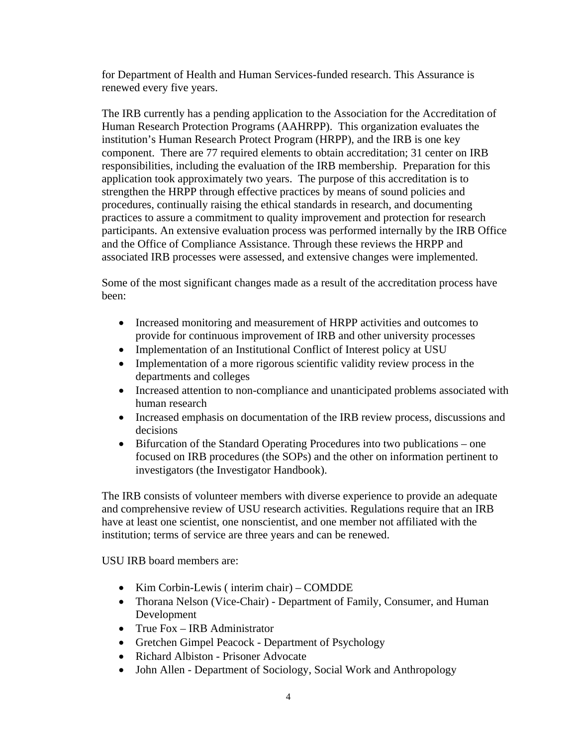for Department of Health and Human Services-funded research. This Assurance is renewed every five years.

The IRB currently has a pending application to the Association for the Accreditation of Human Research Protection Programs (AAHRPP). This organization evaluates the institution's Human Research Protect Program (HRPP), and the IRB is one key component. There are 77 required elements to obtain accreditation; 31 center on IRB responsibilities, including the evaluation of the IRB membership. Preparation for this application took approximately two years. The purpose of this accreditation is to strengthen the HRPP through effective practices by means of sound policies and procedures, continually raising the ethical standards in research, and documenting practices to assure a commitment to quality improvement and protection for research participants. An extensive evaluation process was performed internally by the IRB Office and the Office of Compliance Assistance. Through these reviews the HRPP and associated IRB processes were assessed, and extensive changes were implemented.

Some of the most significant changes made as a result of the accreditation process have been:

- Increased monitoring and measurement of HRPP activities and outcomes to provide for continuous improvement of IRB and other university processes
- Implementation of an Institutional Conflict of Interest policy at USU
- Implementation of a more rigorous scientific validity review process in the departments and colleges
- Increased attention to non-compliance and unanticipated problems associated with human research
- Increased emphasis on documentation of the IRB review process, discussions and decisions
- Bifurcation of the Standard Operating Procedures into two publications – one focused on IRB procedures (the SOPs) and the other on information pertinent to investigators (the Investigator Handbook).

The IRB consists of volunteer members with diverse experience to provide an adequate and comprehensive review of USU research activities. Regulations require that an IRB have at least one scientist, one nonscientist, and one member not affiliated with the institution; terms of service are three years and can be renewed.

USU IRB board members are:

- Kim Corbin-Lewis ( interim chair) – COMDDE
- Thorana Nelson (Vice-Chair) - Department of Family, Consumer, and Human Development
- True Fox – IRB Administrator
- Gretchen Gimpel Peacock - Department of Psychology
- Richard Albiston - Prisoner Advocate
- John Allen - Department of Sociology, Social Work and Anthropology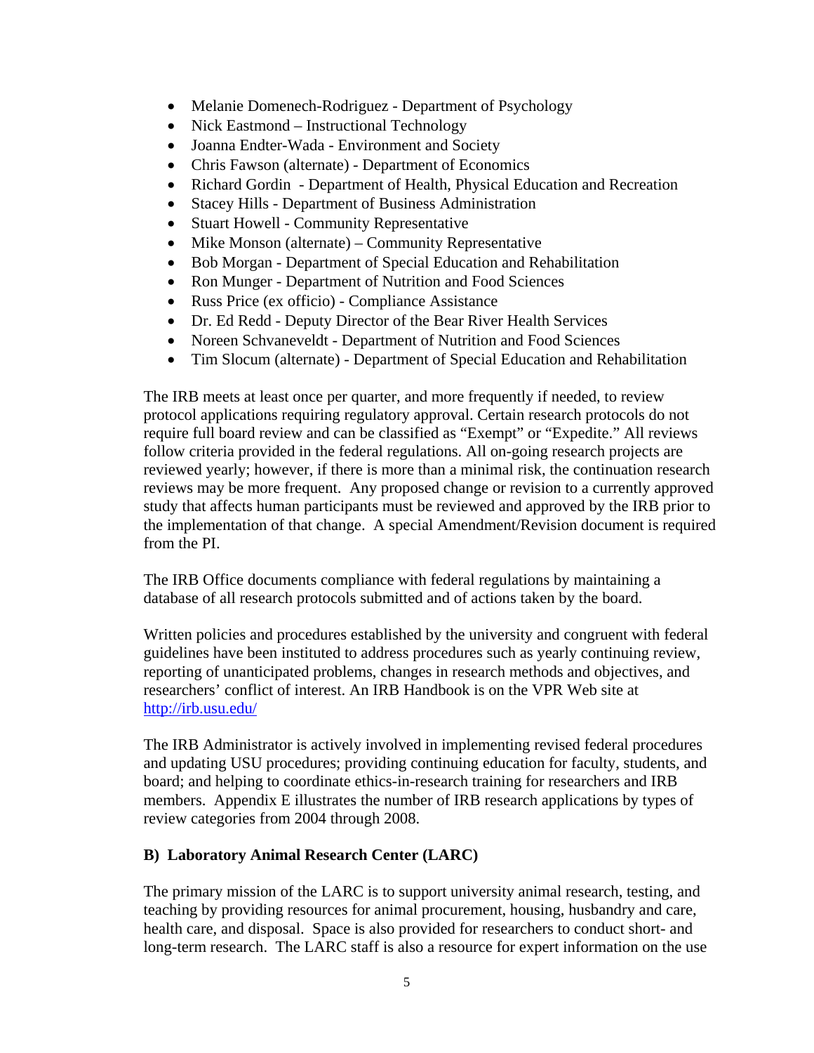- Melanie Domenech-Rodriguez - Department of Psychology
- Nick Eastmond – Instructional Technology
- Joanna Endter-Wada - Environment and Society
- Chris Fawson (alternate) - Department of Economics
- Richard Gordin - Department of Health, Physical Education and Recreation
- Stacey Hills - Department of Business Administration
- Stuart Howell - Community Representative
- Mike Monson (alternate) – Community Representative
- Bob Morgan - Department of Special Education and Rehabilitation
- Ron Munger - Department of Nutrition and Food Sciences
- Russ Price (ex officio) - Compliance Assistance
- Dr. Ed Redd - Deputy Director of the Bear River Health Services
- Noreen Schvaneveldt - Department of Nutrition and Food Sciences
- Tim Slocum (alternate) - Department of Special Education and Rehabilitation

The IRB meets at least once per quarter, and more frequently if needed, to review protocol applications requiring regulatory approval. Certain research protocols do not require full board review and can be classified as "Exempt" or "Expedite." All reviews follow criteria provided in the federal regulations. All on-going research projects are reviewed yearly; however, if there is more than a minimal risk, the continuation research reviews may be more frequent. Any proposed change or revision to a currently approved study that affects human participants must be reviewed and approved by the IRB prior to the implementation of that change. A special Amendment/Revision document is required from the PI.

The IRB Office documents compliance with federal regulations by maintaining a database of all research protocols submitted and of actions taken by the board.

Written policies and procedures established by the university and congruent with federal guidelines have been instituted to address procedures such as yearly continuing review, reporting of unanticipated problems, changes in research methods and objectives, and researchers' conflict of interest. An IRB Handbook is on the VPR Web site at http://irb.usu.edu/

The IRB Administrator is actively involved in implementing revised federal procedures and updating USU procedures; providing continuing education for faculty, students, and board; and helping to coordinate ethics-in-research training for researchers and IRB members. Appendix E illustrates the number of IRB research applications by types of review categories from 2004 through 2008.

**B) Laboratory Animal Research Center (LARC)**

The primary mission of the LARC is to support university animal research, testing, and teaching by providing resources for animal procurement, housing, husbandry and care, health care, and disposal. Space is also provided for researchers to conduct short- and long-term research. The LARC staff is also a resource for expert information on the use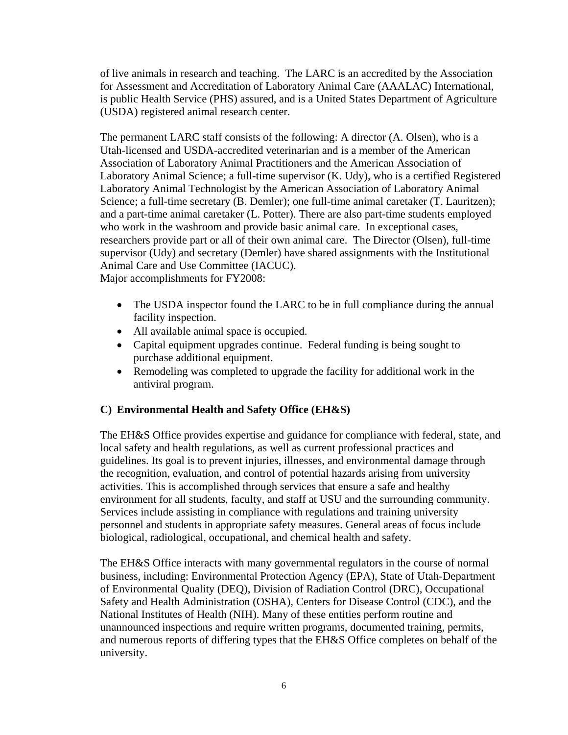of live animals in research and teaching. The LARC is an accredited by the Association for Assessment and Accreditation of Laboratory Animal Care (AAALAC) International, is public Health Service (PHS) assured, and is a United States Department of Agriculture (USDA) registered animal research center.

The permanent LARC staff consists of the following: A director (A. Olsen), who is a Utah-licensed and USDA-accredited veterinarian and is a member of the American Association of Laboratory Animal Practitioners and the American Association of Laboratory Animal Science; a full-time supervisor (K. Udy), who is a certified Registered Laboratory Animal Technologist by the American Association of Laboratory Animal Science; a full-time secretary (B. Demler); one full-time animal caretaker (T. Lauritzen); and a part-time animal caretaker (L. Potter). There are also part-time students employed who work in the washroom and provide basic animal care. In exceptional cases, researchers provide part or all of their own animal care. The Director (Olsen), full-time supervisor (Udy) and secretary (Demler) have shared assignments with the Institutional Animal Care and Use Committee (IACUC).
Major accomplishments for FY2008:

- The USDA inspector found the LARC to be in full compliance during the annual facility inspection.
- All available animal space is occupied.
- Capital equipment upgrades continue. Federal funding is being sought to purchase additional equipment.
- Remodeling was completed to upgrade the facility for additional work in the antiviral program.

### C) Environmental Health and Safety Office (EH&S)

The EH&S Office provides expertise and guidance for compliance with federal, state, and local safety and health regulations, as well as current professional practices and guidelines. Its goal is to prevent injuries, illnesses, and environmental damage through the recognition, evaluation, and control of potential hazards arising from university activities. This is accomplished through services that ensure a safe and healthy environment for all students, faculty, and staff at USU and the surrounding community. Services include assisting in compliance with regulations and training university personnel and students in appropriate safety measures. General areas of focus include biological, radiological, occupational, and chemical health and safety.

The EH&S Office interacts with many governmental regulators in the course of normal business, including: Environmental Protection Agency (EPA), State of Utah-Department of Environmental Quality (DEQ), Division of Radiation Control (DRC), Occupational Safety and Health Administration (OSHA), Centers for Disease Control (CDC), and the National Institutes of Health (NIH). Many of these entities perform routine and unannounced inspections and require written programs, documented training, permits, and numerous reports of differing types that the EH&S Office completes on behalf of the university.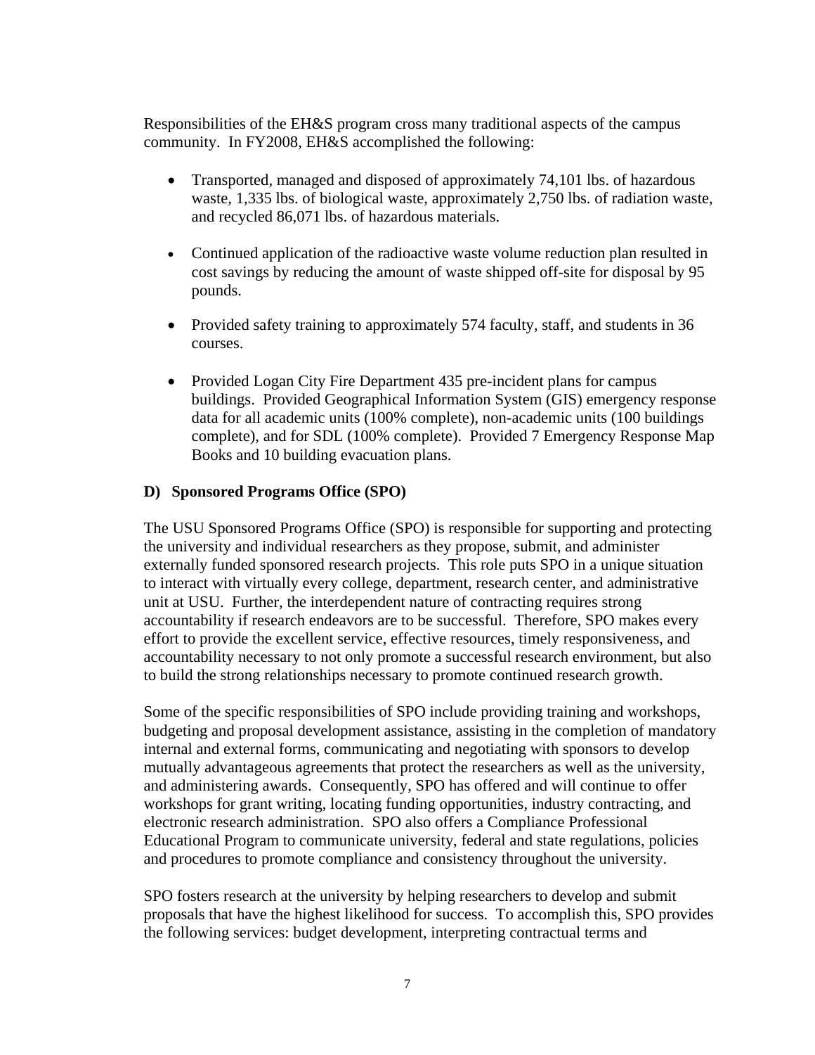Responsibilities of the EH&S program cross many traditional aspects of the campus community. In FY2008, EH&S accomplished the following:

- Transported, managed and disposed of approximately 74,101 lbs. of hazardous waste, 1,335 lbs. of biological waste, approximately 2,750 lbs. of radiation waste, and recycled 86,071 lbs. of hazardous materials.

- Continued application of the radioactive waste volume reduction plan resulted in cost savings by reducing the amount of waste shipped off-site for disposal by 95 pounds.

- Provided safety training to approximately 574 faculty, staff, and students in 36 courses.

- Provided Logan City Fire Department 435 pre-incident plans for campus buildings. Provided Geographical Information System (GIS) emergency response data for all academic units (100% complete), non-academic units (100 buildings complete), and for SDL (100% complete). Provided 7 Emergency Response Map Books and 10 building evacuation plans.

### D) Sponsored Programs Office (SPO)

The USU Sponsored Programs Office (SPO) is responsible for supporting and protecting the university and individual researchers as they propose, submit, and administer externally funded sponsored research projects. This role puts SPO in a unique situation to interact with virtually every college, department, research center, and administrative unit at USU. Further, the interdependent nature of contracting requires strong accountability if research endeavors are to be successful. Therefore, SPO makes every effort to provide the excellent service, effective resources, timely responsiveness, and accountability necessary to not only promote a successful research environment, but also to build the strong relationships necessary to promote continued research growth.

Some of the specific responsibilities of SPO include providing training and workshops, budgeting and proposal development assistance, assisting in the completion of mandatory internal and external forms, communicating and negotiating with sponsors to develop mutually advantageous agreements that protect the researchers as well as the university, and administering awards. Consequently, SPO has offered and will continue to offer workshops for grant writing, locating funding opportunities, industry contracting, and electronic research administration. SPO also offers a Compliance Professional Educational Program to communicate university, federal and state regulations, policies and procedures to promote compliance and consistency throughout the university.

SPO fosters research at the university by helping researchers to develop and submit proposals that have the highest likelihood for success. To accomplish this, SPO provides the following services: budget development, interpreting contractual terms and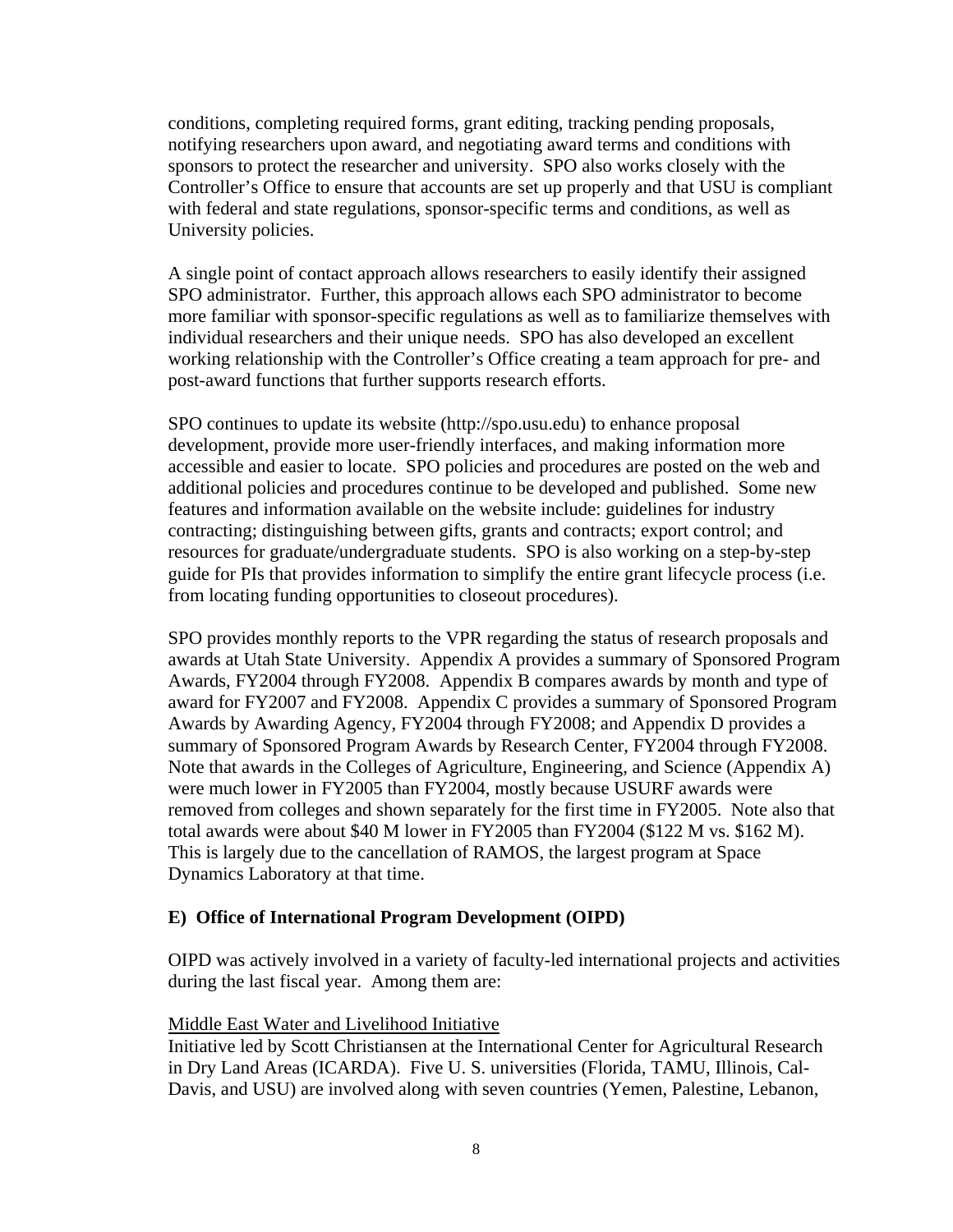conditions, completing required forms, grant editing, tracking pending proposals, notifying researchers upon award, and negotiating award terms and conditions with sponsors to protect the researcher and university. SPO also works closely with the Controller's Office to ensure that accounts are set up properly and that USU is compliant with federal and state regulations, sponsor-specific terms and conditions, as well as University policies.

A single point of contact approach allows researchers to easily identify their assigned SPO administrator. Further, this approach allows each SPO administrator to become more familiar with sponsor-specific regulations as well as to familiarize themselves with individual researchers and their unique needs. SPO has also developed an excellent working relationship with the Controller's Office creating a team approach for pre- and post-award functions that further supports research efforts.

SPO continues to update its website (http://spo.usu.edu) to enhance proposal development, provide more user-friendly interfaces, and making information more accessible and easier to locate. SPO policies and procedures are posted on the web and additional policies and procedures continue to be developed and published. Some new features and information available on the website include: guidelines for industry contracting; distinguishing between gifts, grants and contracts; export control; and resources for graduate/undergraduate students. SPO is also working on a step-by-step guide for PIs that provides information to simplify the entire grant lifecycle process (i.e. from locating funding opportunities to closeout procedures).

SPO provides monthly reports to the VPR regarding the status of research proposals and awards at Utah State University. Appendix A provides a summary of Sponsored Program Awards, FY2004 through FY2008. Appendix B compares awards by month and type of award for FY2007 and FY2008. Appendix C provides a summary of Sponsored Program Awards by Awarding Agency, FY2004 through FY2008; and Appendix D provides a summary of Sponsored Program Awards by Research Center, FY2004 through FY2008. Note that awards in the Colleges of Agriculture, Engineering, and Science (Appendix A) were much lower in FY2005 than FY2004, mostly because USURF awards were removed from colleges and shown separately for the first time in FY2005. Note also that total awards were about $40 M lower in FY2005 than FY2004 ($122 M vs. $162 M). This is largely due to the cancellation of RAMOS, the largest program at Space Dynamics Laboratory at that time.

### E) Office of International Program Development (OIPD)

OIPD was actively involved in a variety of faculty-led international projects and activities during the last fiscal year. Among them are:

<u>Middle East Water and Livelihood Initiative</u>
Initiative led by Scott Christiansen at the International Center for Agricultural Research in Dry Land Areas (ICARDA). Five U. S. universities (Florida, TAMU, Illinois, Cal-Davis, and USU) are involved along with seven countries (Yemen, Palestine, Lebanon,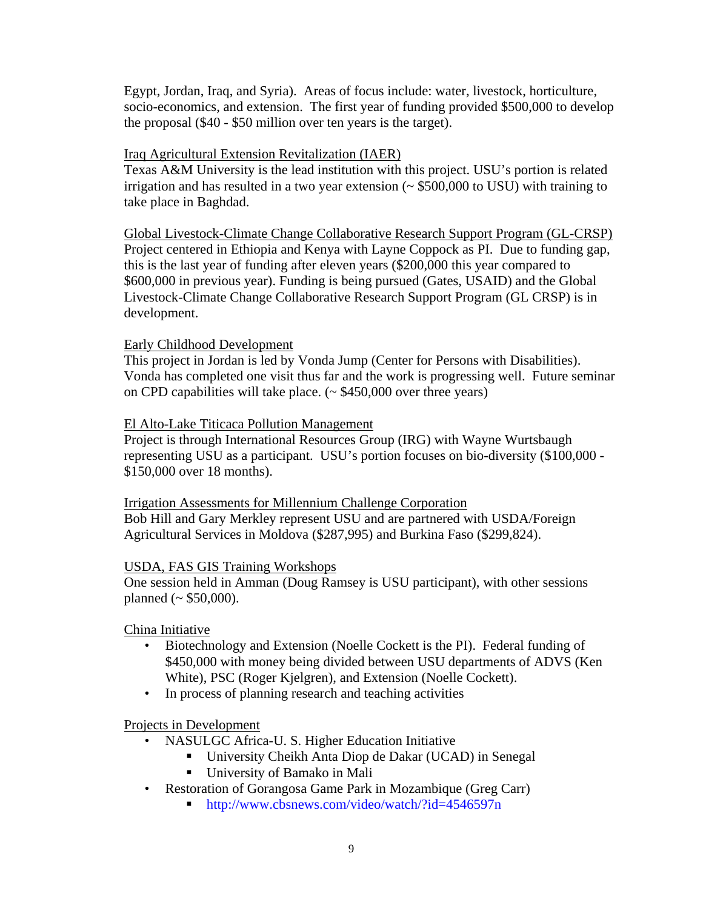Egypt, Jordan, Iraq, and Syria). Areas of focus include: water, livestock, horticulture, socio-economics, and extension. The first year of funding provided $500,000 to develop the proposal ($40 - $50 million over ten years is the target).

<u>Iraq Agricultural Extension Revitalization (IAER)</u>
Texas A&M University is the lead institution with this project. USU's portion is related irrigation and has resulted in a two year extension (~ $500,000 to USU) with training to take place in Baghdad.

<u>Global Livestock-Climate Change Collaborative Research Support Program (GL-CRSP)</u>
Project centered in Ethiopia and Kenya with Layne Coppock as PI. Due to funding gap, this is the last year of funding after eleven years ($200,000 this year compared to $600,000 in previous year). Funding is being pursued (Gates, USAID) and the Global Livestock-Climate Change Collaborative Research Support Program (GL CRSP) is in development.

<u>Early Childhood Development</u>
This project in Jordan is led by Vonda Jump (Center for Persons with Disabilities). Vonda has completed one visit thus far and the work is progressing well. Future seminar on CPD capabilities will take place. (~ $450,000 over three years)

<u>El Alto-Lake Titicaca Pollution Management</u>
Project is through International Resources Group (IRG) with Wayne Wurtsbaugh representing USU as a participant. USU's portion focuses on bio-diversity ($100,000 - $150,000 over 18 months).

<u>Irrigation Assessments for Millennium Challenge Corporation</u>
Bob Hill and Gary Merkley represent USU and are partnered with USDA/Foreign Agricultural Services in Moldova ($287,995) and Burkina Faso ($299,824).

<u>USDA, FAS GIS Training Workshops</u>
One session held in Amman (Doug Ramsey is USU participant), with other sessions planned (~ $50,000).

<u>China Initiative</u>

- Biotechnology and Extension (Noelle Cockett is the PI). Federal funding of $450,000 with money being divided between USU departments of ADVS (Ken White), PSC (Roger Kjelgren), and Extension (Noelle Cockett).
- In process of planning research and teaching activities

<u>Projects in Development</u>

- NASULGC Africa-U. S. Higher Education Initiative
  - University Cheikh Anta Diop de Dakar (UCAD) in Senegal
  - University of Bamako in Mali
- Restoration of Gorangosa Game Park in Mozambique (Greg Carr)
  - http://www.cbsnews.com/video/watch/?id=4546597n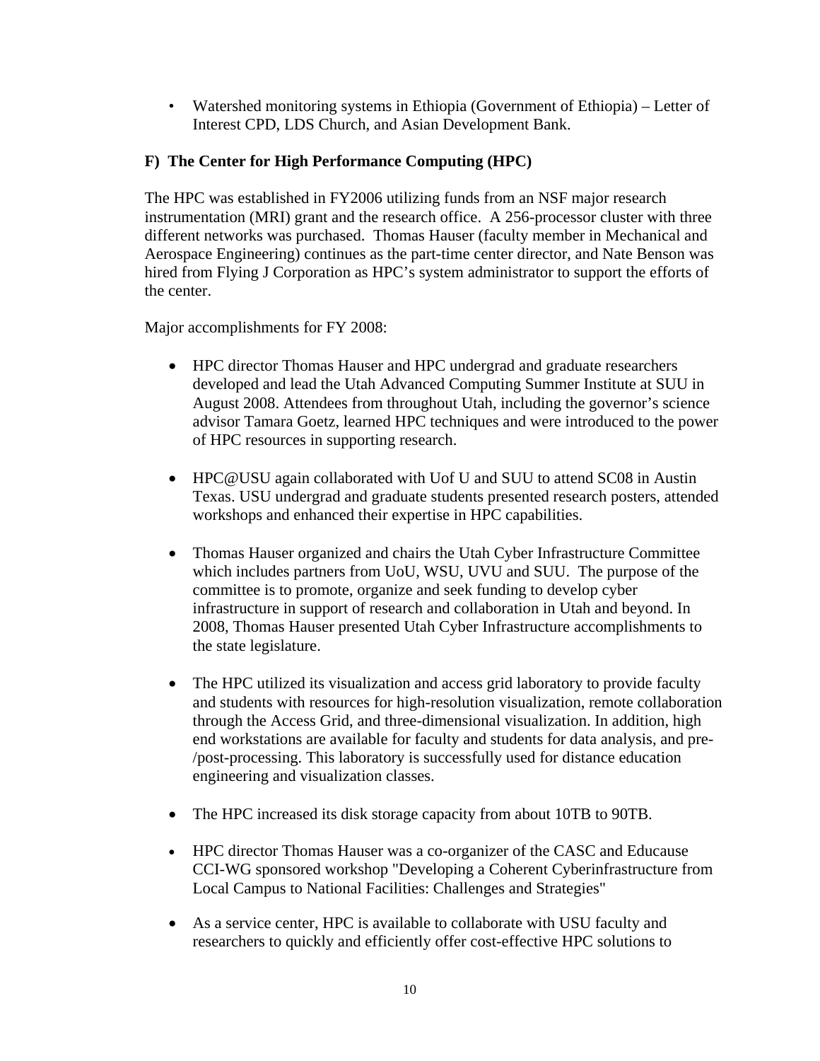- Watershed monitoring systems in Ethiopia (Government of Ethiopia) – Letter of Interest CPD, LDS Church, and Asian Development Bank.

### F) The Center for High Performance Computing (HPC)

The HPC was established in FY2006 utilizing funds from an NSF major research instrumentation (MRI) grant and the research office. A 256-processor cluster with three different networks was purchased. Thomas Hauser (faculty member in Mechanical and Aerospace Engineering) continues as the part-time center director, and Nate Benson was hired from Flying J Corporation as HPC's system administrator to support the efforts of the center.

Major accomplishments for FY 2008:

- HPC director Thomas Hauser and HPC undergrad and graduate researchers developed and lead the Utah Advanced Computing Summer Institute at SUU in August 2008. Attendees from throughout Utah, including the governor's science advisor Tamara Goetz, learned HPC techniques and were introduced to the power of HPC resources in supporting research.

- HPC@USU again collaborated with Uof U and SUU to attend SC08 in Austin Texas. USU undergrad and graduate students presented research posters, attended workshops and enhanced their expertise in HPC capabilities.

- Thomas Hauser organized and chairs the Utah Cyber Infrastructure Committee which includes partners from UoU, WSU, UVU and SUU. The purpose of the committee is to promote, organize and seek funding to develop cyber infrastructure in support of research and collaboration in Utah and beyond. In 2008, Thomas Hauser presented Utah Cyber Infrastructure accomplishments to the state legislature.

- The HPC utilized its visualization and access grid laboratory to provide faculty and students with resources for high-resolution visualization, remote collaboration through the Access Grid, and three-dimensional visualization. In addition, high end workstations are available for faculty and students for data analysis, and pre-/post-processing. This laboratory is successfully used for distance education engineering and visualization classes.

- The HPC increased its disk storage capacity from about 10TB to 90TB.

- HPC director Thomas Hauser was a co-organizer of the CASC and Educause CCI-WG sponsored workshop "Developing a Coherent Cyberinfrastructure from Local Campus to National Facilities: Challenges and Strategies"

- As a service center, HPC is available to collaborate with USU faculty and researchers to quickly and efficiently offer cost-effective HPC solutions to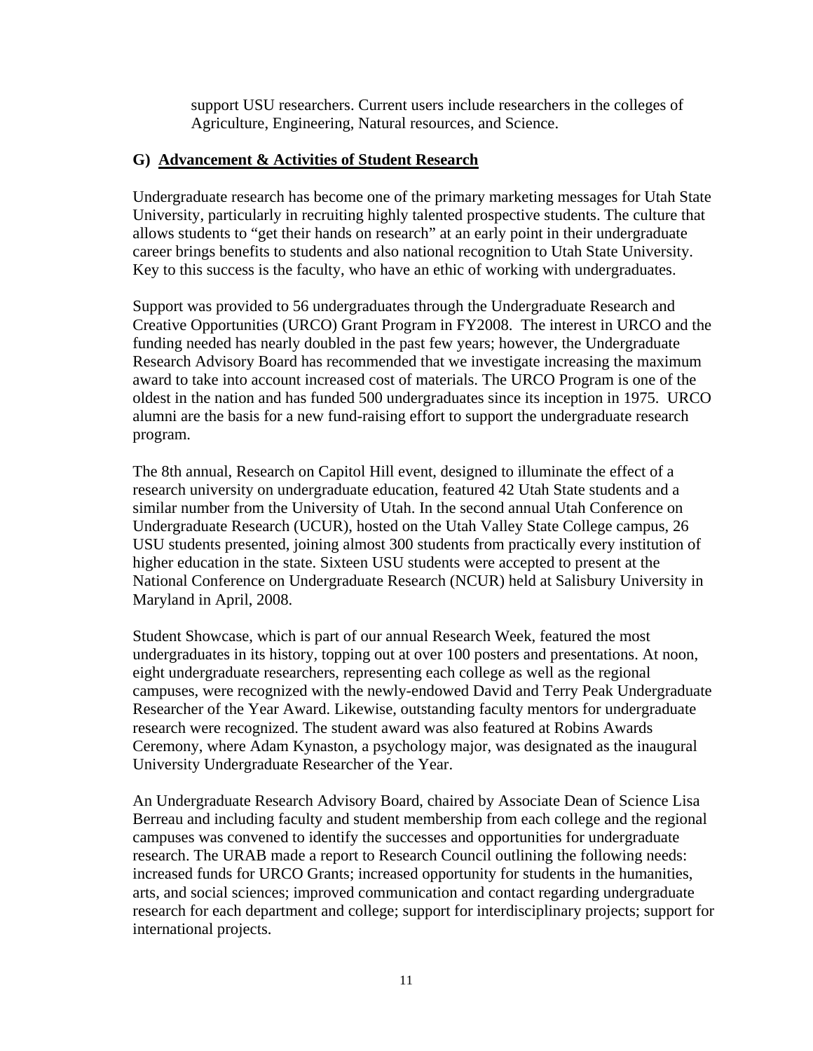support USU researchers. Current users include researchers in the colleges of Agriculture, Engineering, Natural resources, and Science.

## G) Advancement & Activities of Student Research

Undergraduate research has become one of the primary marketing messages for Utah State University, particularly in recruiting highly talented prospective students. The culture that allows students to "get their hands on research" at an early point in their undergraduate career brings benefits to students and also national recognition to Utah State University. Key to this success is the faculty, who have an ethic of working with undergraduates.

Support was provided to 56 undergraduates through the Undergraduate Research and Creative Opportunities (URCO) Grant Program in FY2008. The interest in URCO and the funding needed has nearly doubled in the past few years; however, the Undergraduate Research Advisory Board has recommended that we investigate increasing the maximum award to take into account increased cost of materials. The URCO Program is one of the oldest in the nation and has funded 500 undergraduates since its inception in 1975. URCO alumni are the basis for a new fund-raising effort to support the undergraduate research program.

The 8th annual, Research on Capitol Hill event, designed to illuminate the effect of a research university on undergraduate education, featured 42 Utah State students and a similar number from the University of Utah. In the second annual Utah Conference on Undergraduate Research (UCUR), hosted on the Utah Valley State College campus, 26 USU students presented, joining almost 300 students from practically every institution of higher education in the state. Sixteen USU students were accepted to present at the National Conference on Undergraduate Research (NCUR) held at Salisbury University in Maryland in April, 2008.

Student Showcase, which is part of our annual Research Week, featured the most undergraduates in its history, topping out at over 100 posters and presentations. At noon, eight undergraduate researchers, representing each college as well as the regional campuses, were recognized with the newly-endowed David and Terry Peak Undergraduate Researcher of the Year Award. Likewise, outstanding faculty mentors for undergraduate research were recognized. The student award was also featured at Robins Awards Ceremony, where Adam Kynaston, a psychology major, was designated as the inaugural University Undergraduate Researcher of the Year.

An Undergraduate Research Advisory Board, chaired by Associate Dean of Science Lisa Berreau and including faculty and student membership from each college and the regional campuses was convened to identify the successes and opportunities for undergraduate research. The URAB made a report to Research Council outlining the following needs: increased funds for URCO Grants; increased opportunity for students in the humanities, arts, and social sciences; improved communication and contact regarding undergraduate research for each department and college; support for interdisciplinary projects; support for international projects.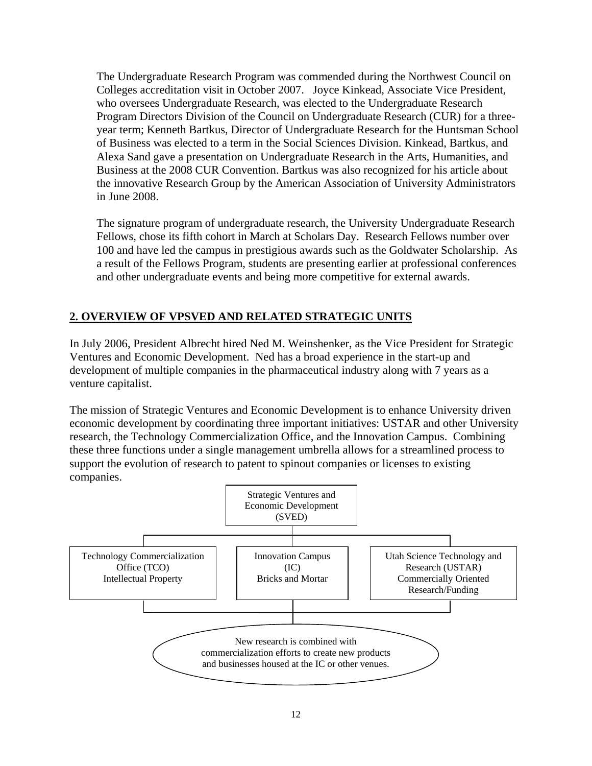The Undergraduate Research Program was commended during the Northwest Council on Colleges accreditation visit in October 2007. Joyce Kinkead, Associate Vice President, who oversees Undergraduate Research, was elected to the Undergraduate Research Program Directors Division of the Council on Undergraduate Research (CUR) for a three-year term; Kenneth Bartkus, Director of Undergraduate Research for the Huntsman School of Business was elected to a term in the Social Sciences Division. Kinkead, Bartkus, and Alexa Sand gave a presentation on Undergraduate Research in the Arts, Humanities, and Business at the 2008 CUR Convention. Bartkus was also recognized for his article about the innovative Research Group by the American Association of University Administrators in June 2008.

The signature program of undergraduate research, the University Undergraduate Research Fellows, chose its fifth cohort in March at Scholars Day. Research Fellows number over 100 and have led the campus in prestigious awards such as the Goldwater Scholarship. As a result of the Fellows Program, students are presenting earlier at professional conferences and other undergraduate events and being more competitive for external awards.

## 2. OVERVIEW OF VPSVED AND RELATED STRATEGIC UNITS

In July 2006, President Albrecht hired Ned M. Weinshenker, as the Vice President for Strategic Ventures and Economic Development. Ned has a broad experience in the start-up and development of multiple companies in the pharmaceutical industry along with 7 years as a venture capitalist.

The mission of Strategic Ventures and Economic Development is to enhance University driven economic development by coordinating three important initiatives: USTAR and other University research, the Technology Commercialization Office, and the Innovation Campus. Combining these three functions under a single management umbrella allows for a streamlined process to support the evolution of research to patent to spinout companies or licenses to existing companies.

Strategic Ventures and Economic Development (SVED)

- Technology Commercialization Office (TCO) Intellectual Property
- Innovation Campus (IC) Bricks and Mortar
- Utah Science Technology and Research (USTAR) Commercially Oriented Research/Funding

New research is combined with commercialization efforts to create new products and businesses housed at the IC or other venues.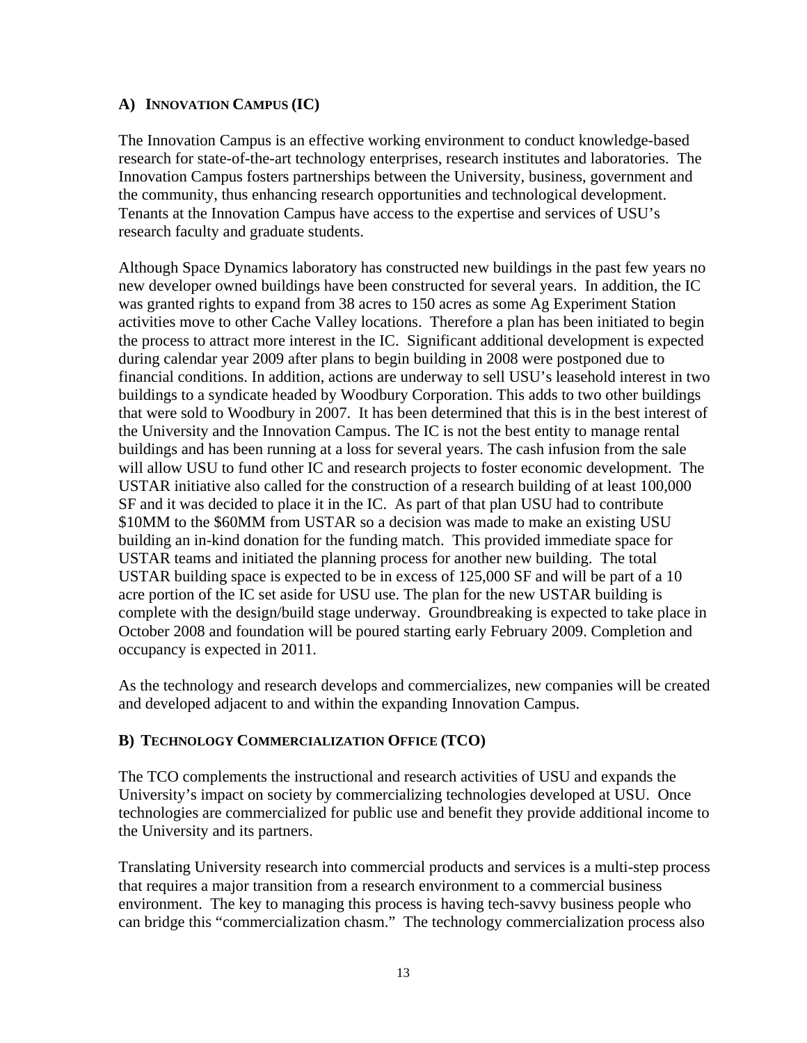### A) Innovation Campus (IC)

The Innovation Campus is an effective working environment to conduct knowledge-based research for state-of-the-art technology enterprises, research institutes and laboratories. The Innovation Campus fosters partnerships between the University, business, government and the community, thus enhancing research opportunities and technological development. Tenants at the Innovation Campus have access to the expertise and services of USU's research faculty and graduate students.

Although Space Dynamics laboratory has constructed new buildings in the past few years no new developer owned buildings have been constructed for several years. In addition, the IC was granted rights to expand from 38 acres to 150 acres as some Ag Experiment Station activities move to other Cache Valley locations. Therefore a plan has been initiated to begin the process to attract more interest in the IC. Significant additional development is expected during calendar year 2009 after plans to begin building in 2008 were postponed due to financial conditions. In addition, actions are underway to sell USU's leasehold interest in two buildings to a syndicate headed by Woodbury Corporation. This adds to two other buildings that were sold to Woodbury in 2007. It has been determined that this is in the best interest of the University and the Innovation Campus. The IC is not the best entity to manage rental buildings and has been running at a loss for several years. The cash infusion from the sale will allow USU to fund other IC and research projects to foster economic development. The USTAR initiative also called for the construction of a research building of at least 100,000 SF and it was decided to place it in the IC. As part of that plan USU had to contribute $10MM to the $60MM from USTAR so a decision was made to make an existing USU building an in-kind donation for the funding match. This provided immediate space for USTAR teams and initiated the planning process for another new building. The total USTAR building space is expected to be in excess of 125,000 SF and will be part of a 10 acre portion of the IC set aside for USU use. The plan for the new USTAR building is complete with the design/build stage underway. Groundbreaking is expected to take place in October 2008 and foundation will be poured starting early February 2009. Completion and occupancy is expected in 2011.

As the technology and research develops and commercializes, new companies will be created and developed adjacent to and within the expanding Innovation Campus.

### B) Technology Commercialization Office (TCO)

The TCO complements the instructional and research activities of USU and expands the University's impact on society by commercializing technologies developed at USU. Once technologies are commercialized for public use and benefit they provide additional income to the University and its partners.

Translating University research into commercial products and services is a multi-step process that requires a major transition from a research environment to a commercial business environment. The key to managing this process is having tech-savvy business people who can bridge this "commercialization chasm." The technology commercialization process also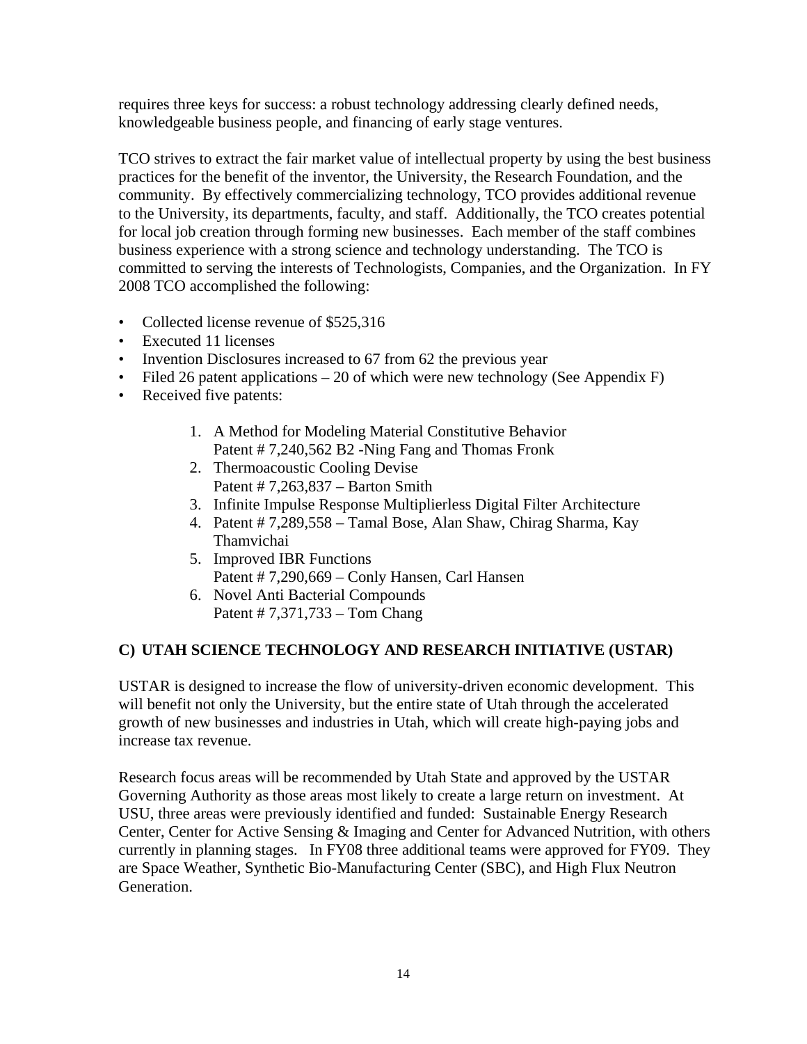requires three keys for success: a robust technology addressing clearly defined needs, knowledgeable business people, and financing of early stage ventures.

TCO strives to extract the fair market value of intellectual property by using the best business practices for the benefit of the inventor, the University, the Research Foundation, and the community. By effectively commercializing technology, TCO provides additional revenue to the University, its departments, faculty, and staff. Additionally, the TCO creates potential for local job creation through forming new businesses. Each member of the staff combines business experience with a strong science and technology understanding. The TCO is committed to serving the interests of Technologists, Companies, and the Organization. In FY 2008 TCO accomplished the following:

- Collected license revenue of $525,316
- Executed 11 licenses
- Invention Disclosures increased to 67 from 62 the previous year
- Filed 26 patent applications – 20 of which were new technology (See Appendix F)
- Received five patents:

  1. A Method for Modeling Material Constitutive Behavior
     Patent # 7,240,562 B2 -Ning Fang and Thomas Fronk
  2. Thermoacoustic Cooling Devise
     Patent # 7,263,837 – Barton Smith
  3. Infinite Impulse Response Multiplierless Digital Filter Architecture
  4. Patent # 7,289,558 – Tamal Bose, Alan Shaw, Chirag Sharma, Kay Thamvichai
  5. Improved IBR Functions
     Patent # 7,290,669 – Conly Hansen, Carl Hansen
  6. Novel Anti Bacterial Compounds
     Patent # 7,371,733 – Tom Chang

## C) UTAH SCIENCE TECHNOLOGY AND RESEARCH INITIATIVE (USTAR)

USTAR is designed to increase the flow of university-driven economic development. This will benefit not only the University, but the entire state of Utah through the accelerated growth of new businesses and industries in Utah, which will create high-paying jobs and increase tax revenue.

Research focus areas will be recommended by Utah State and approved by the USTAR Governing Authority as those areas most likely to create a large return on investment. At USU, three areas were previously identified and funded: Sustainable Energy Research Center, Center for Active Sensing & Imaging and Center for Advanced Nutrition, with others currently in planning stages. In FY08 three additional teams were approved for FY09. They are Space Weather, Synthetic Bio-Manufacturing Center (SBC), and High Flux Neutron Generation.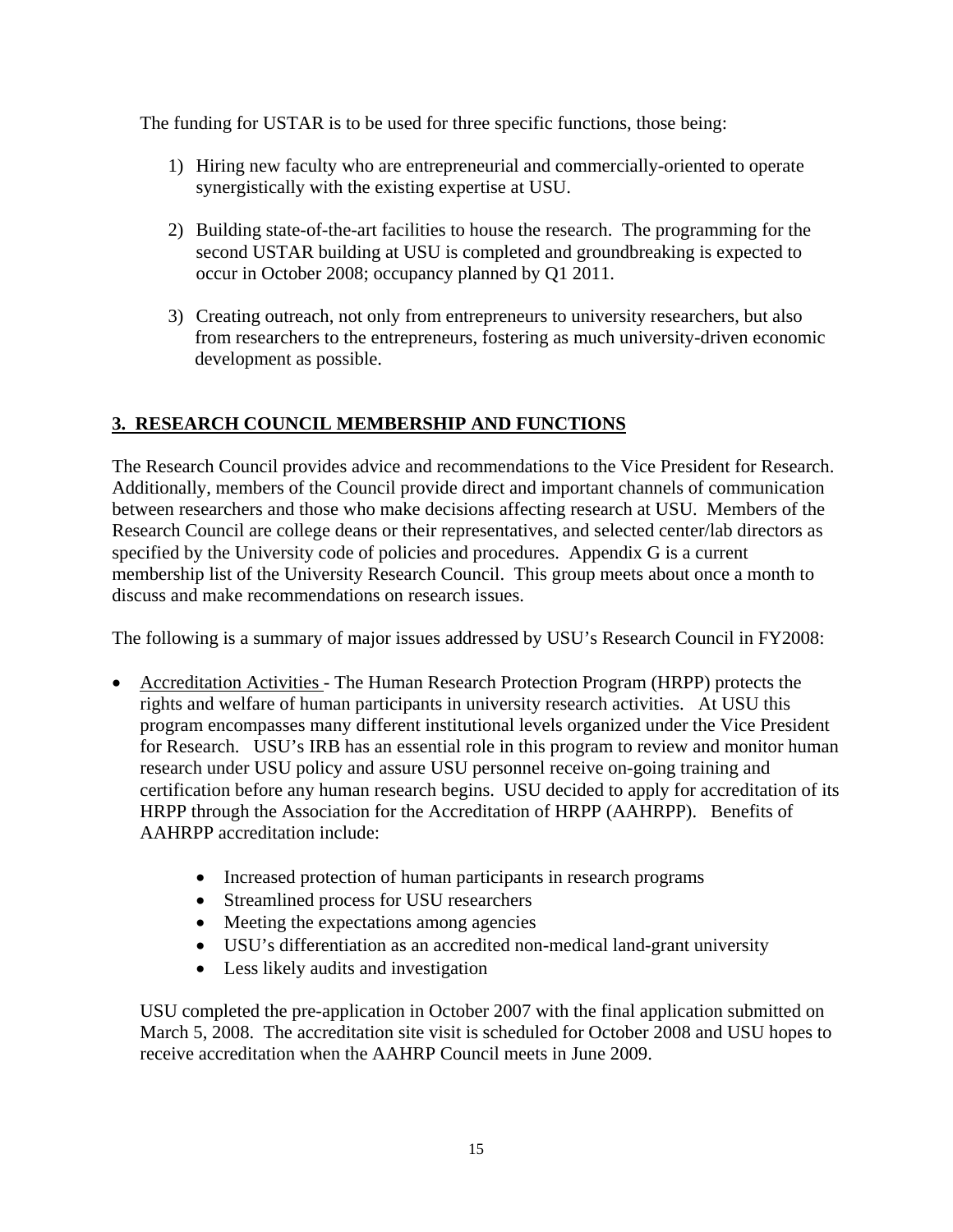The funding for USTAR is to be used for three specific functions, those being:

1) Hiring new faculty who are entrepreneurial and commercially-oriented to operate synergistically with the existing expertise at USU.

2) Building state-of-the-art facilities to house the research. The programming for the second USTAR building at USU is completed and groundbreaking is expected to occur in October 2008; occupancy planned by Q1 2011.

3) Creating outreach, not only from entrepreneurs to university researchers, but also from researchers to the entrepreneurs, fostering as much university-driven economic development as possible.

## 3. RESEARCH COUNCIL MEMBERSHIP AND FUNCTIONS

The Research Council provides advice and recommendations to the Vice President for Research. Additionally, members of the Council provide direct and important channels of communication between researchers and those who make decisions affecting research at USU. Members of the Research Council are college deans or their representatives, and selected center/lab directors as specified by the University code of policies and procedures. Appendix G is a current membership list of the University Research Council. This group meets about once a month to discuss and make recommendations on research issues.

The following is a summary of major issues addressed by USU's Research Council in FY2008:

- Accreditation Activities - The Human Research Protection Program (HRPP) protects the rights and welfare of human participants in university research activities. At USU this program encompasses many different institutional levels organized under the Vice President for Research. USU's IRB has an essential role in this program to review and monitor human research under USU policy and assure USU personnel receive on-going training and certification before any human research begins. USU decided to apply for accreditation of its HRPP through the Association for the Accreditation of HRPP (AAHRPP). Benefits of AAHRPP accreditation include:

  - Increased protection of human participants in research programs
  - Streamlined process for USU researchers
  - Meeting the expectations among agencies
  - USU's differentiation as an accredited non-medical land-grant university
  - Less likely audits and investigation

  USU completed the pre-application in October 2007 with the final application submitted on March 5, 2008. The accreditation site visit is scheduled for October 2008 and USU hopes to receive accreditation when the AAHRP Council meets in June 2009.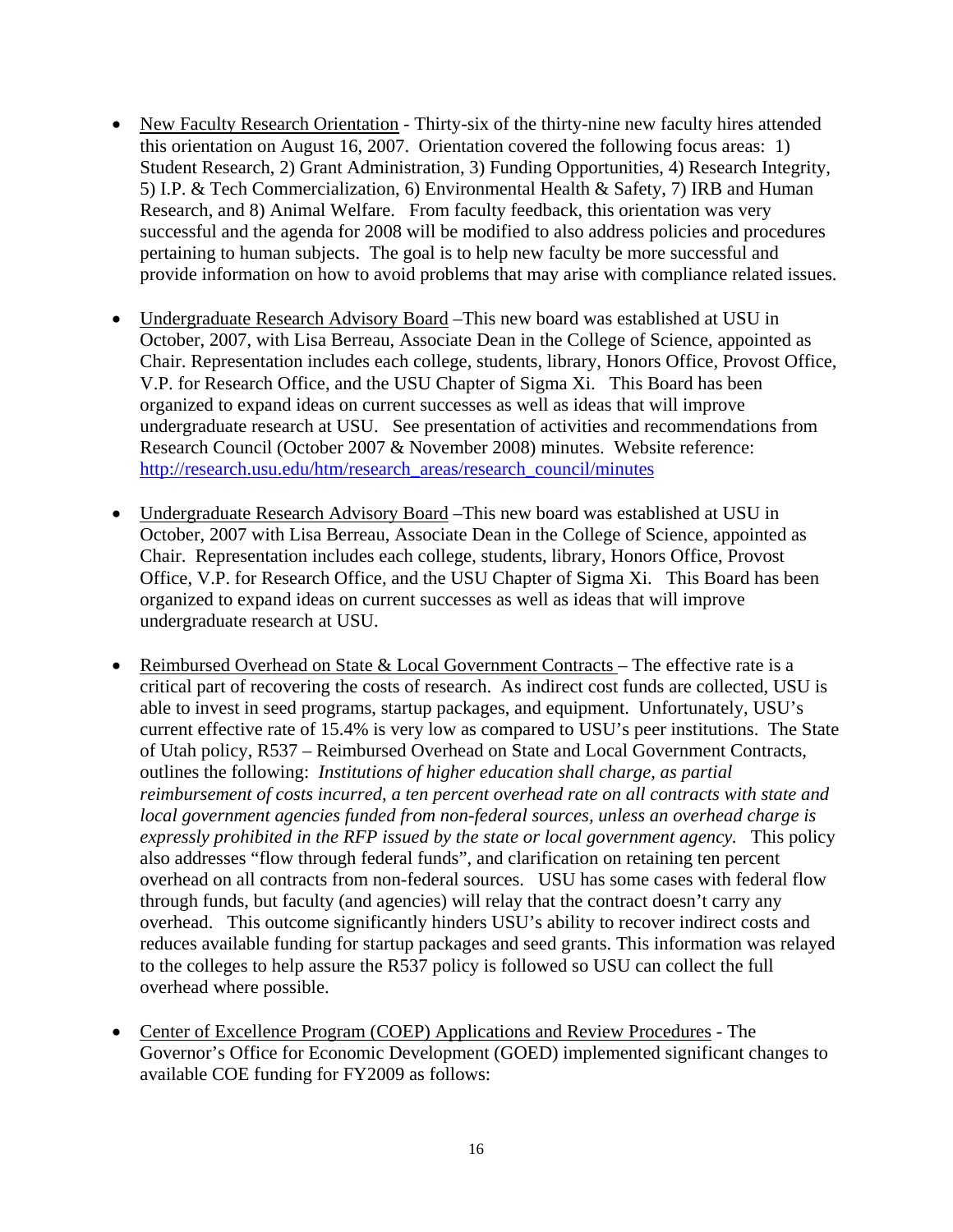- New Faculty Research Orientation - Thirty-six of the thirty-nine new faculty hires attended this orientation on August 16, 2007. Orientation covered the following focus areas: 1) Student Research, 2) Grant Administration, 3) Funding Opportunities, 4) Research Integrity, 5) I.P. & Tech Commercialization, 6) Environmental Health & Safety, 7) IRB and Human Research, and 8) Animal Welfare. From faculty feedback, this orientation was very successful and the agenda for 2008 will be modified to also address policies and procedures pertaining to human subjects. The goal is to help new faculty be more successful and provide information on how to avoid problems that may arise with compliance related issues.

- Undergraduate Research Advisory Board –This new board was established at USU in October, 2007, with Lisa Berreau, Associate Dean in the College of Science, appointed as Chair. Representation includes each college, students, library, Honors Office, Provost Office, V.P. for Research Office, and the USU Chapter of Sigma Xi. This Board has been organized to expand ideas on current successes as well as ideas that will improve undergraduate research at USU. See presentation of activities and recommendations from Research Council (October 2007 & November 2008) minutes. Website reference: http://research.usu.edu/htm/research_areas/research_council/minutes

- Undergraduate Research Advisory Board –This new board was established at USU in October, 2007 with Lisa Berreau, Associate Dean in the College of Science, appointed as Chair. Representation includes each college, students, library, Honors Office, Provost Office, V.P. for Research Office, and the USU Chapter of Sigma Xi. This Board has been organized to expand ideas on current successes as well as ideas that will improve undergraduate research at USU.

- Reimbursed Overhead on State & Local Government Contracts – The effective rate is a critical part of recovering the costs of research. As indirect cost funds are collected, USU is able to invest in seed programs, startup packages, and equipment. Unfortunately, USU's current effective rate of 15.4% is very low as compared to USU's peer institutions. The State of Utah policy, R537 – Reimbursed Overhead on State and Local Government Contracts, outlines the following: *Institutions of higher education shall charge, as partial reimbursement of costs incurred, a ten percent overhead rate on all contracts with state and local government agencies funded from non-federal sources, unless an overhead charge is expressly prohibited in the RFP issued by the state or local government agency.* This policy also addresses "flow through federal funds", and clarification on retaining ten percent overhead on all contracts from non-federal sources. USU has some cases with federal flow through funds, but faculty (and agencies) will relay that the contract doesn't carry any overhead. This outcome significantly hinders USU's ability to recover indirect costs and reduces available funding for startup packages and seed grants. This information was relayed to the colleges to help assure the R537 policy is followed so USU can collect the full overhead where possible.

- Center of Excellence Program (COEP) Applications and Review Procedures - The Governor's Office for Economic Development (GOED) implemented significant changes to available COE funding for FY2009 as follows: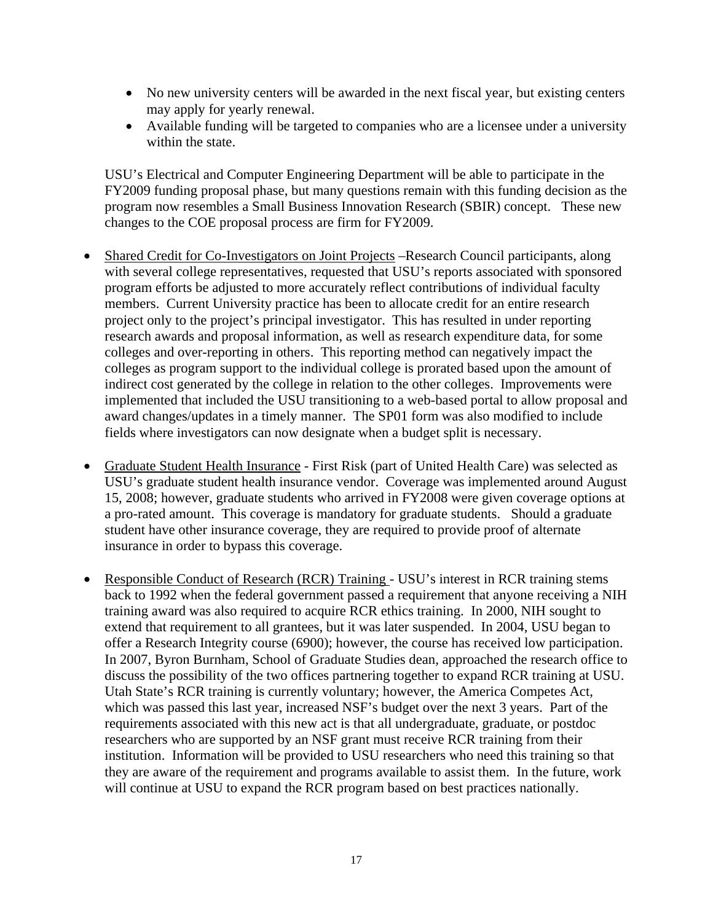- No new university centers will be awarded in the next fiscal year, but existing centers may apply for yearly renewal.
- Available funding will be targeted to companies who are a licensee under a university within the state.

USU's Electrical and Computer Engineering Department will be able to participate in the FY2009 funding proposal phase, but many questions remain with this funding decision as the program now resembles a Small Business Innovation Research (SBIR) concept. These new changes to the COE proposal process are firm for FY2009.

- <u>Shared Credit for Co-Investigators on Joint Projects</u> –Research Council participants, along with several college representatives, requested that USU's reports associated with sponsored program efforts be adjusted to more accurately reflect contributions of individual faculty members. Current University practice has been to allocate credit for an entire research project only to the project's principal investigator. This has resulted in under reporting research awards and proposal information, as well as research expenditure data, for some colleges and over-reporting in others. This reporting method can negatively impact the colleges as program support to the individual college is prorated based upon the amount of indirect cost generated by the college in relation to the other colleges. Improvements were implemented that included the USU transitioning to a web-based portal to allow proposal and award changes/updates in a timely manner. The SP01 form was also modified to include fields where investigators can now designate when a budget split is necessary.

- <u>Graduate Student Health Insurance</u> - First Risk (part of United Health Care) was selected as USU's graduate student health insurance vendor. Coverage was implemented around August 15, 2008; however, graduate students who arrived in FY2008 were given coverage options at a pro-rated amount. This coverage is mandatory for graduate students. Should a graduate student have other insurance coverage, they are required to provide proof of alternate insurance in order to bypass this coverage.

- <u>Responsible Conduct of Research (RCR) Training</u> - USU's interest in RCR training stems back to 1992 when the federal government passed a requirement that anyone receiving a NIH training award was also required to acquire RCR ethics training. In 2000, NIH sought to extend that requirement to all grantees, but it was later suspended. In 2004, USU began to offer a Research Integrity course (6900); however, the course has received low participation. In 2007, Byron Burnham, School of Graduate Studies dean, approached the research office to discuss the possibility of the two offices partnering together to expand RCR training at USU. Utah State's RCR training is currently voluntary; however, the America Competes Act, which was passed this last year, increased NSF's budget over the next 3 years. Part of the requirements associated with this new act is that all undergraduate, graduate, or postdoc researchers who are supported by an NSF grant must receive RCR training from their institution. Information will be provided to USU researchers who need this training so that they are aware of the requirement and programs available to assist them. In the future, work will continue at USU to expand the RCR program based on best practices nationally.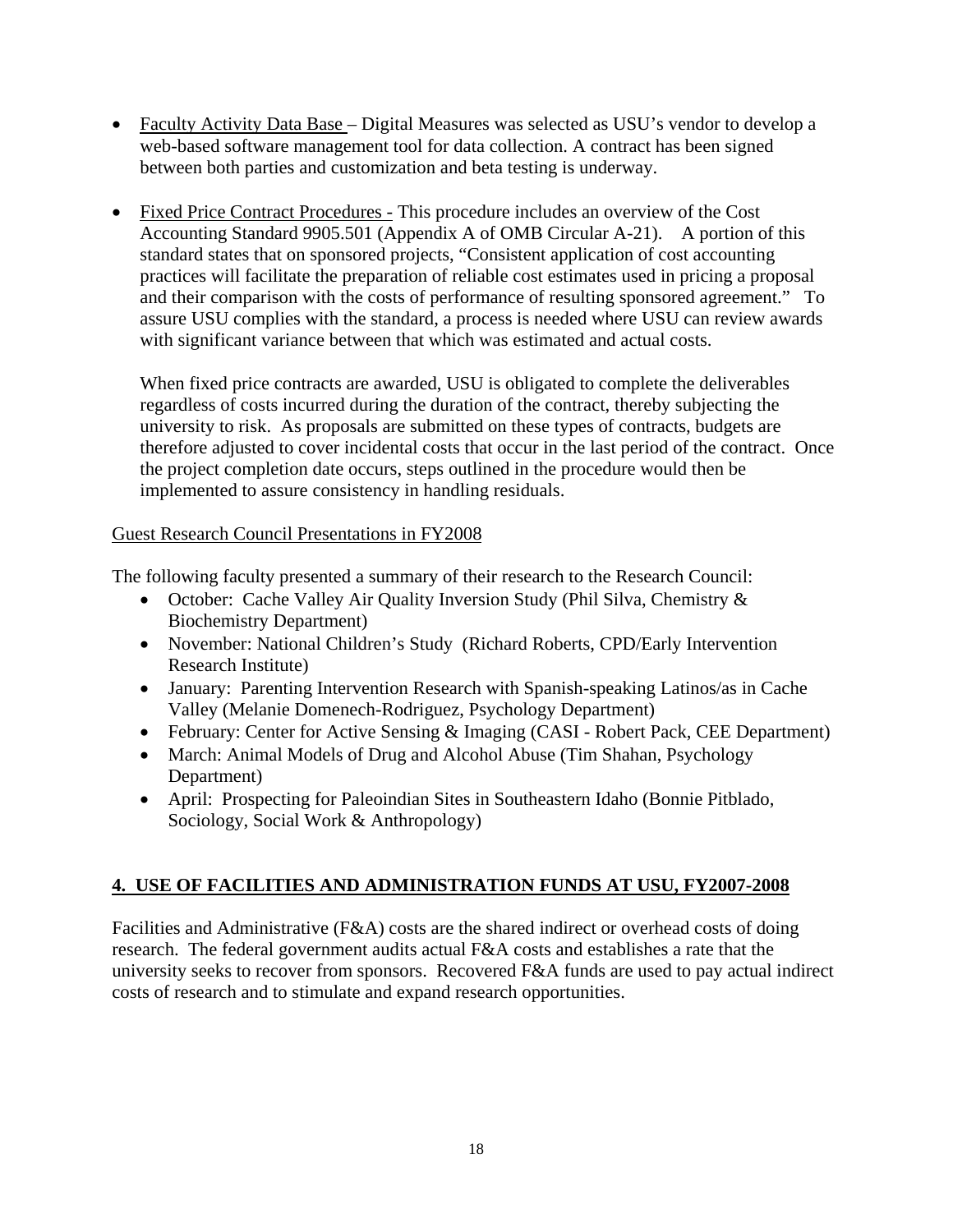- Faculty Activity Data Base – Digital Measures was selected as USU's vendor to develop a web-based software management tool for data collection. A contract has been signed between both parties and customization and beta testing is underway.

- Fixed Price Contract Procedures - This procedure includes an overview of the Cost Accounting Standard 9905.501 (Appendix A of OMB Circular A-21). A portion of this standard states that on sponsored projects, "Consistent application of cost accounting practices will facilitate the preparation of reliable cost estimates used in pricing a proposal and their comparison with the costs of performance of resulting sponsored agreement." To assure USU complies with the standard, a process is needed where USU can review awards with significant variance between that which was estimated and actual costs.

  When fixed price contracts are awarded, USU is obligated to complete the deliverables regardless of costs incurred during the duration of the contract, thereby subjecting the university to risk. As proposals are submitted on these types of contracts, budgets are therefore adjusted to cover incidental costs that occur in the last period of the contract. Once the project completion date occurs, steps outlined in the procedure would then be implemented to assure consistency in handling residuals.

Guest Research Council Presentations in FY2008

The following faculty presented a summary of their research to the Research Council:

- October: Cache Valley Air Quality Inversion Study (Phil Silva, Chemistry & Biochemistry Department)
- November: National Children's Study (Richard Roberts, CPD/Early Intervention Research Institute)
- January: Parenting Intervention Research with Spanish-speaking Latinos/as in Cache Valley (Melanie Domenech-Rodriguez, Psychology Department)
- February: Center for Active Sensing & Imaging (CASI - Robert Pack, CEE Department)
- March: Animal Models of Drug and Alcohol Abuse (Tim Shahan, Psychology Department)
- April: Prospecting for Paleoindian Sites in Southeastern Idaho (Bonnie Pitblado, Sociology, Social Work & Anthropology)

## 4. USE OF FACILITIES AND ADMINISTRATION FUNDS AT USU, FY2007-2008

Facilities and Administrative (F&A) costs are the shared indirect or overhead costs of doing research. The federal government audits actual F&A costs and establishes a rate that the university seeks to recover from sponsors. Recovered F&A funds are used to pay actual indirect costs of research and to stimulate and expand research opportunities.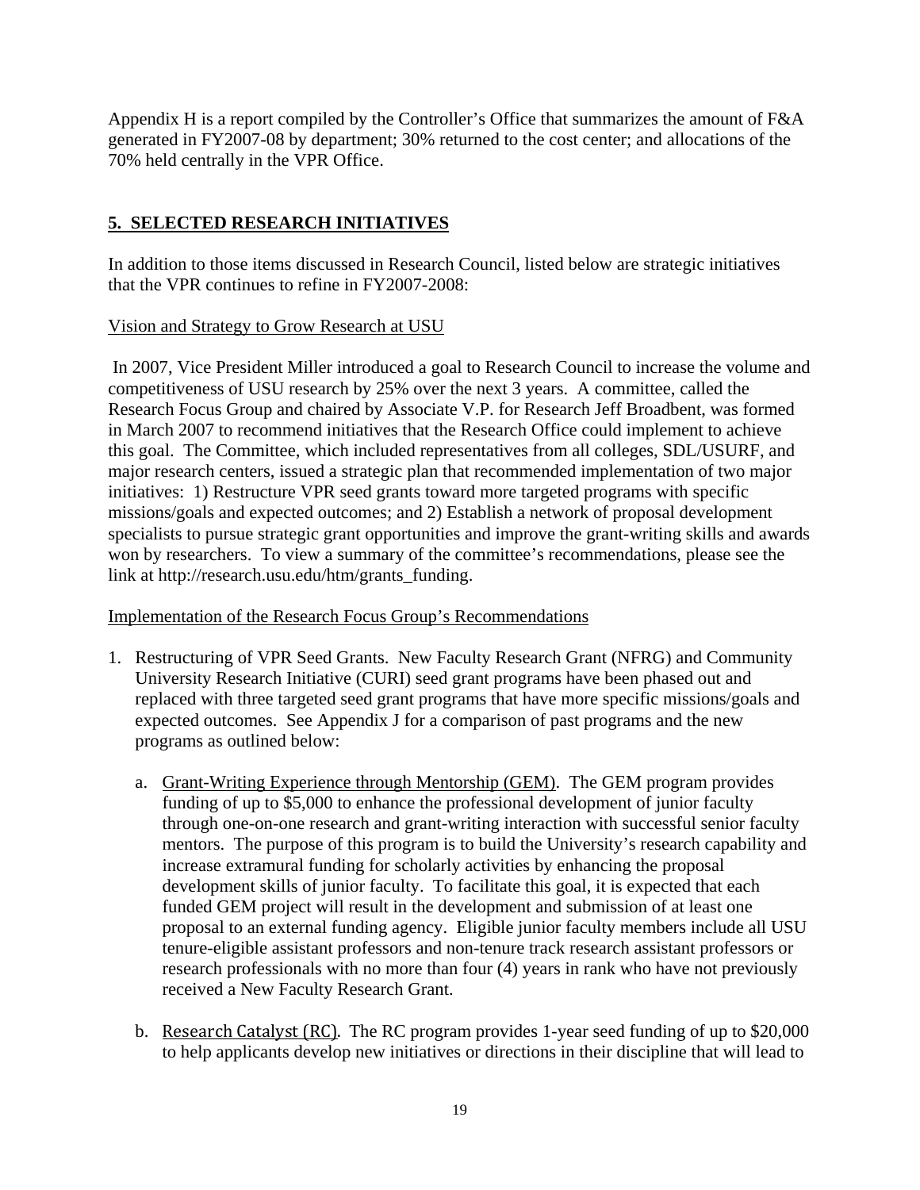Appendix H is a report compiled by the Controller's Office that summarizes the amount of F&A generated in FY2007-08 by department; 30% returned to the cost center; and allocations of the 70% held centrally in the VPR Office.

## 5. SELECTED RESEARCH INITIATIVES

In addition to those items discussed in Research Council, listed below are strategic initiatives that the VPR continues to refine in FY2007-2008:

Vision and Strategy to Grow Research at USU

In 2007, Vice President Miller introduced a goal to Research Council to increase the volume and competitiveness of USU research by 25% over the next 3 years. A committee, called the Research Focus Group and chaired by Associate V.P. for Research Jeff Broadbent, was formed in March 2007 to recommend initiatives that the Research Office could implement to achieve this goal. The Committee, which included representatives from all colleges, SDL/USURF, and major research centers, issued a strategic plan that recommended implementation of two major initiatives: 1) Restructure VPR seed grants toward more targeted programs with specific missions/goals and expected outcomes; and 2) Establish a network of proposal development specialists to pursue strategic grant opportunities and improve the grant-writing skills and awards won by researchers. To view a summary of the committee's recommendations, please see the link at http://research.usu.edu/htm/grants_funding.

Implementation of the Research Focus Group's Recommendations

1. Restructuring of VPR Seed Grants. New Faculty Research Grant (NFRG) and Community University Research Initiative (CURI) seed grant programs have been phased out and replaced with three targeted seed grant programs that have more specific missions/goals and expected outcomes. See Appendix J for a comparison of past programs and the new programs as outlined below:

   a. Grant-Writing Experience through Mentorship (GEM). The GEM program provides funding of up to $5,000 to enhance the professional development of junior faculty through one-on-one research and grant-writing interaction with successful senior faculty mentors. The purpose of this program is to build the University's research capability and increase extramural funding for scholarly activities by enhancing the proposal development skills of junior faculty. To facilitate this goal, it is expected that each funded GEM project will result in the development and submission of at least one proposal to an external funding agency. Eligible junior faculty members include all USU tenure-eligible assistant professors and non-tenure track research assistant professors or research professionals with no more than four (4) years in rank who have not previously received a New Faculty Research Grant.

   b. Research Catalyst (RC). The RC program provides 1-year seed funding of up to $20,000 to help applicants develop new initiatives or directions in their discipline that will lead to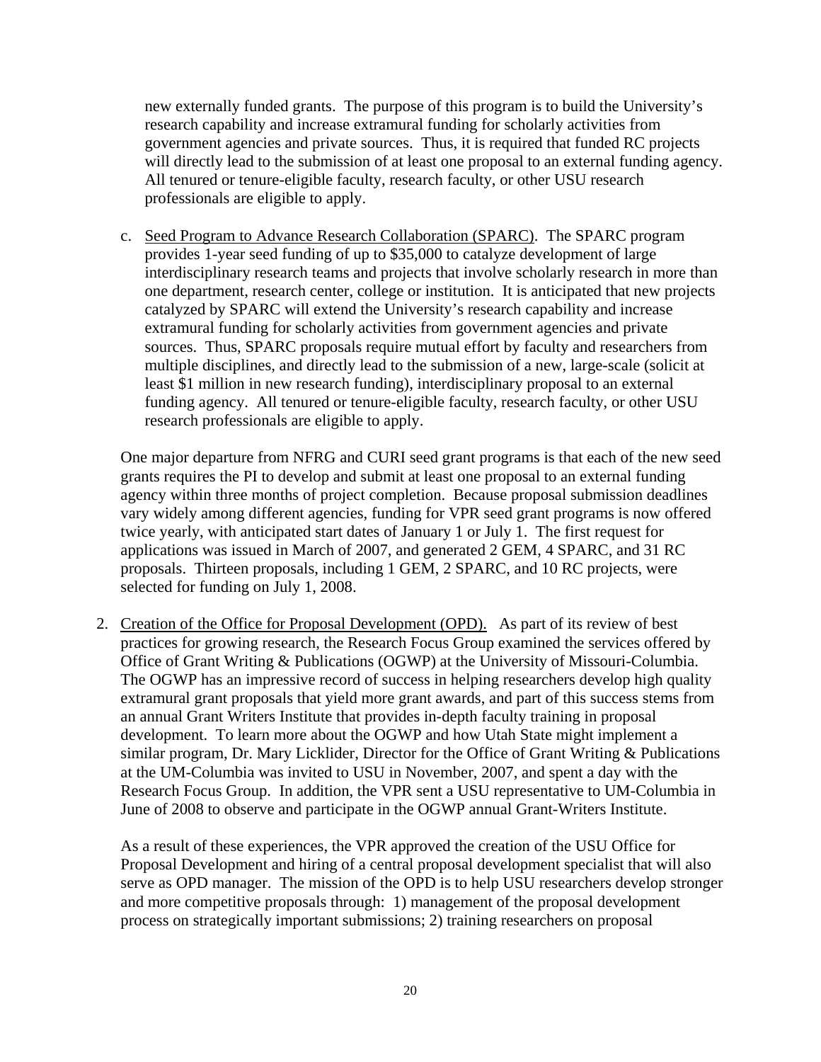new externally funded grants. The purpose of this program is to build the University's research capability and increase extramural funding for scholarly activities from government agencies and private sources. Thus, it is required that funded RC projects will directly lead to the submission of at least one proposal to an external funding agency. All tenured or tenure-eligible faculty, research faculty, or other USU research professionals are eligible to apply.

c. Seed Program to Advance Research Collaboration (SPARC). The SPARC program provides 1-year seed funding of up to $35,000 to catalyze development of large interdisciplinary research teams and projects that involve scholarly research in more than one department, research center, college or institution. It is anticipated that new projects catalyzed by SPARC will extend the University's research capability and increase extramural funding for scholarly activities from government agencies and private sources. Thus, SPARC proposals require mutual effort by faculty and researchers from multiple disciplines, and directly lead to the submission of a new, large-scale (solicit at least $1 million in new research funding), interdisciplinary proposal to an external funding agency. All tenured or tenure-eligible faculty, research faculty, or other USU research professionals are eligible to apply.

One major departure from NFRG and CURI seed grant programs is that each of the new seed grants requires the PI to develop and submit at least one proposal to an external funding agency within three months of project completion. Because proposal submission deadlines vary widely among different agencies, funding for VPR seed grant programs is now offered twice yearly, with anticipated start dates of January 1 or July 1. The first request for applications was issued in March of 2007, and generated 2 GEM, 4 SPARC, and 31 RC proposals. Thirteen proposals, including 1 GEM, 2 SPARC, and 10 RC projects, were selected for funding on July 1, 2008.

2. Creation of the Office for Proposal Development (OPD). As part of its review of best practices for growing research, the Research Focus Group examined the services offered by Office of Grant Writing & Publications (OGWP) at the University of Missouri-Columbia. The OGWP has an impressive record of success in helping researchers develop high quality extramural grant proposals that yield more grant awards, and part of this success stems from an annual Grant Writers Institute that provides in-depth faculty training in proposal development. To learn more about the OGWP and how Utah State might implement a similar program, Dr. Mary Licklider, Director for the Office of Grant Writing & Publications at the UM-Columbia was invited to USU in November, 2007, and spent a day with the Research Focus Group. In addition, the VPR sent a USU representative to UM-Columbia in June of 2008 to observe and participate in the OGWP annual Grant-Writers Institute.

   As a result of these experiences, the VPR approved the creation of the USU Office for Proposal Development and hiring of a central proposal development specialist that will also serve as OPD manager. The mission of the OPD is to help USU researchers develop stronger and more competitive proposals through: 1) management of the proposal development process on strategically important submissions; 2) training researchers on proposal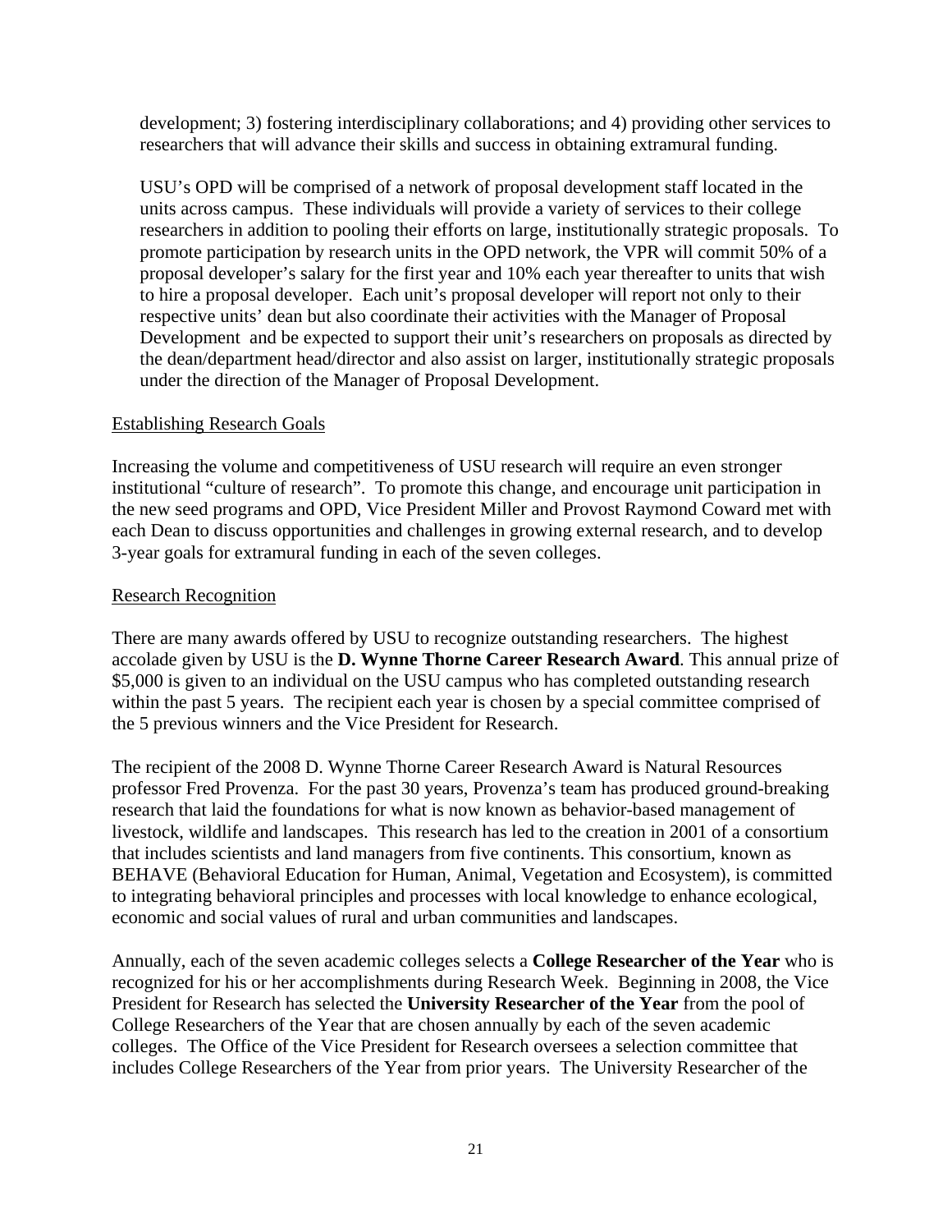development; 3) fostering interdisciplinary collaborations; and 4) providing other services to researchers that will advance their skills and success in obtaining extramural funding.

USU's OPD will be comprised of a network of proposal development staff located in the units across campus. These individuals will provide a variety of services to their college researchers in addition to pooling their efforts on large, institutionally strategic proposals. To promote participation by research units in the OPD network, the VPR will commit 50% of a proposal developer's salary for the first year and 10% each year thereafter to units that wish to hire a proposal developer. Each unit's proposal developer will report not only to their respective units' dean but also coordinate their activities with the Manager of Proposal Development and be expected to support their unit's researchers on proposals as directed by the dean/department head/director and also assist on larger, institutionally strategic proposals under the direction of the Manager of Proposal Development.

Establishing Research Goals

Increasing the volume and competitiveness of USU research will require an even stronger institutional "culture of research". To promote this change, and encourage unit participation in the new seed programs and OPD, Vice President Miller and Provost Raymond Coward met with each Dean to discuss opportunities and challenges in growing external research, and to develop 3-year goals for extramural funding in each of the seven colleges.

Research Recognition

There are many awards offered by USU to recognize outstanding researchers. The highest accolade given by USU is the **D. Wynne Thorne Career Research Award**. This annual prize of $5,000 is given to an individual on the USU campus who has completed outstanding research within the past 5 years. The recipient each year is chosen by a special committee comprised of the 5 previous winners and the Vice President for Research.

The recipient of the 2008 D. Wynne Thorne Career Research Award is Natural Resources professor Fred Provenza. For the past 30 years, Provenza's team has produced ground-breaking research that laid the foundations for what is now known as behavior-based management of livestock, wildlife and landscapes. This research has led to the creation in 2001 of a consortium that includes scientists and land managers from five continents. This consortium, known as BEHAVE (Behavioral Education for Human, Animal, Vegetation and Ecosystem), is committed to integrating behavioral principles and processes with local knowledge to enhance ecological, economic and social values of rural and urban communities and landscapes.

Annually, each of the seven academic colleges selects a **College Researcher of the Year** who is recognized for his or her accomplishments during Research Week. Beginning in 2008, the Vice President for Research has selected the **University Researcher of the Year** from the pool of College Researchers of the Year that are chosen annually by each of the seven academic colleges. The Office of the Vice President for Research oversees a selection committee that includes College Researchers of the Year from prior years. The University Researcher of the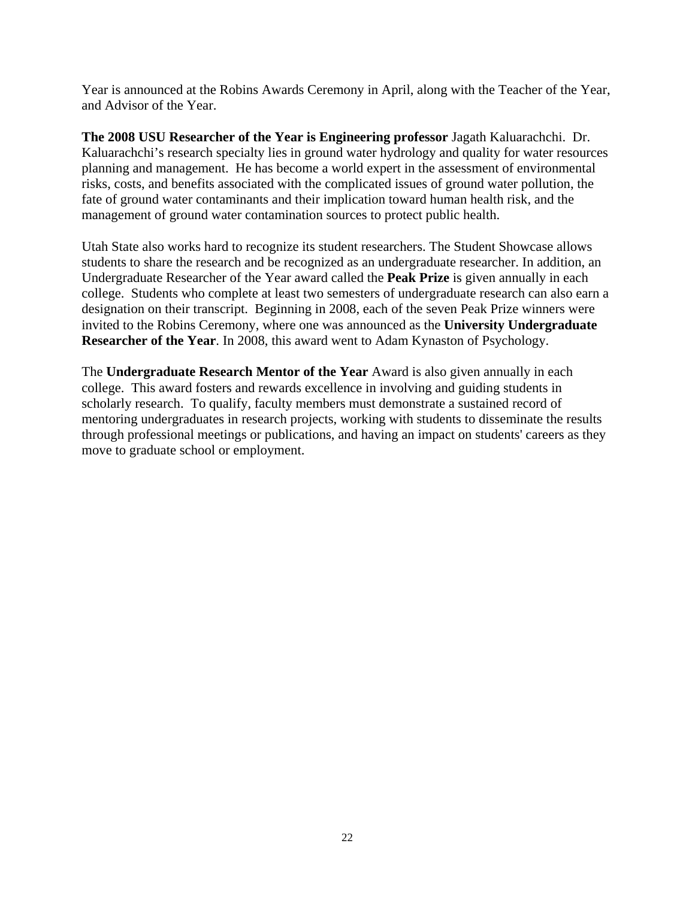Year is announced at the Robins Awards Ceremony in April, along with the Teacher of the Year, and Advisor of the Year.

**The 2008 USU Researcher of the Year is Engineering professor** Jagath Kaluarachchi. Dr. Kaluarachchi's research specialty lies in ground water hydrology and quality for water resources planning and management. He has become a world expert in the assessment of environmental risks, costs, and benefits associated with the complicated issues of ground water pollution, the fate of ground water contaminants and their implication toward human health risk, and the management of ground water contamination sources to protect public health.

Utah State also works hard to recognize its student researchers. The Student Showcase allows students to share the research and be recognized as an undergraduate researcher. In addition, an Undergraduate Researcher of the Year award called the **Peak Prize** is given annually in each college. Students who complete at least two semesters of undergraduate research can also earn a designation on their transcript. Beginning in 2008, each of the seven Peak Prize winners were invited to the Robins Ceremony, where one was announced as the **University Undergraduate Researcher of the Year**. In 2008, this award went to Adam Kynaston of Psychology.

The **Undergraduate Research Mentor of the Year** Award is also given annually in each college. This award fosters and rewards excellence in involving and guiding students in scholarly research. To qualify, faculty members must demonstrate a sustained record of mentoring undergraduates in research projects, working with students to disseminate the results through professional meetings or publications, and having an impact on students' careers as they move to graduate school or employment.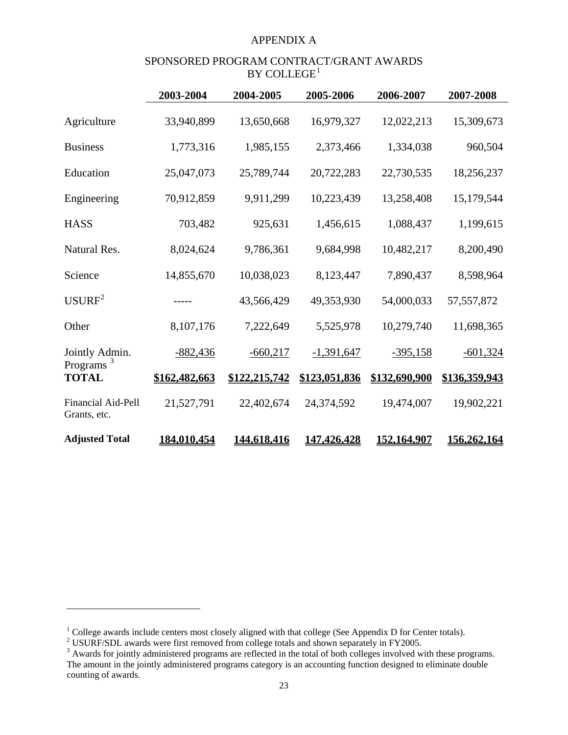# APPENDIX A

## SPONSORED PROGRAM CONTRACT/GRANT AWARDS BY COLLEGE[1]

| | 2003-2004 | 2004-2005 | 2005-2006 | 2006-2007 | 2007-2008 |
|---|---|---|---|---|---|
| Agriculture | 33,940,899 | 13,650,668 | 16,979,327 | 12,022,213 | 15,309,673 |
| Business | 1,773,316 | 1,985,155 | 2,373,466 | 1,334,038 | 960,504 |
| Education | 25,047,073 | 25,789,744 | 20,722,283 | 22,730,535 | 18,256,237 |
| Engineering | 70,912,859 | 9,911,299 | 10,223,439 | 13,258,408 | 15,179,544 |
| HASS | 703,482 | 925,631 | 1,456,615 | 1,088,437 | 1,199,615 |
| Natural Res. | 8,024,624 | 9,786,361 | 9,684,998 | 10,482,217 | 8,200,490 |
| Science | 14,855,670 | 10,038,023 | 8,123,447 | 7,890,437 | 8,598,964 |
| USURF[2] | ----- | 43,566,429 | 49,353,930 | 54,000,033 | 57,557,872 |
| Other | 8,107,176 | 7,222,649 | 5,525,978 | 10,279,740 | 11,698,365 |
| Jointly Admin. Programs [3] | -882,436 | -660,217 | -1,391,647 | -395,158 | -601,324 |
| **TOTAL** | **\$162,482,663** | **\$122,215,742** | **\$123,051,836** | **\$132,690,900** | **\$136,359,943** |
| Financial Aid-Pell Grants, etc. | 21,527,791 | 22,402,674 | 24,374,592 | 19,474,007 | 19,902,221 |
| **Adjusted Total** | **184,010,454** | **144,618,416** | **147,426,428** | **152,164,907** | **156,262,164** |

[1] College awards include centers most closely aligned with that college (See Appendix D for Center totals).

[2] USURF/SDL awards were first removed from college totals and shown separately in FY2005.

[3] Awards for jointly administered programs are reflected in the total of both colleges involved with these programs. The amount in the jointly administered programs category is an accounting function designed to eliminate double counting of awards.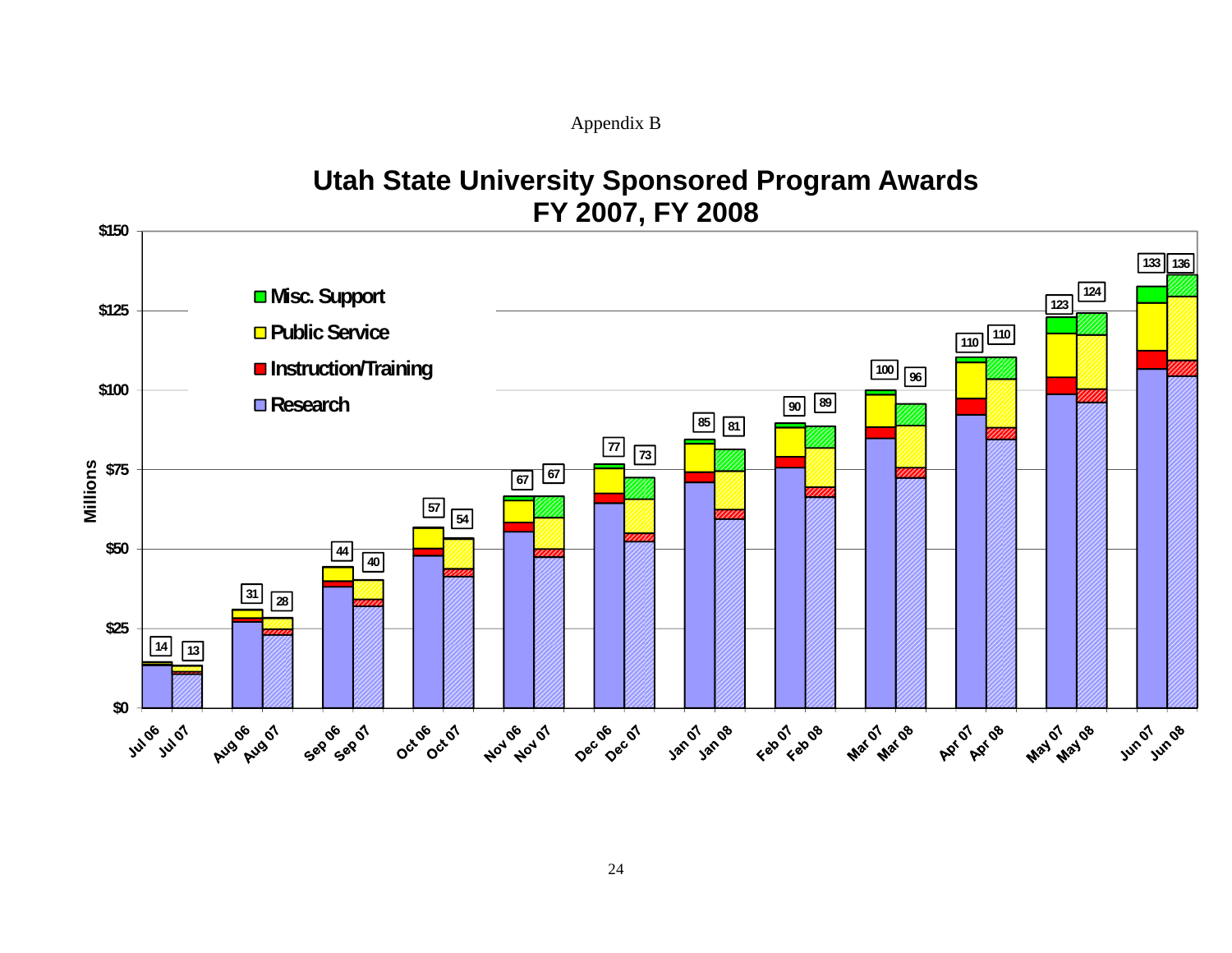Appendix B

# Utah State University Sponsored Program Awards
## FY 2007, FY 2008

Legend: Misc. Support, Public Service, Instruction/Training, Research

Millions

| Month | FY 2007 | FY 2008 |
|---|---|---|
| Jul | 14 | 13 |
| Aug | 31 | 28 |
| Sep | 44 | 40 |
| Oct | 57 | 54 |
| Nov | 67 | 67 |
| Dec | 77 | 73 |
| Jan | 85 | 81 |
| Feb | 90 | 89 |
| Mar | 100 | 96 |
| Apr | 110 | 110 |
| May | 123 | 124 |
| Jun | 133 | 136 |

Y-axis: $0, $25, $50, $75, $100, $125, $150

X-axis: Jul 06, Jul 07, Aug 06, Aug 07, Sep 06, Sep 07, Oct 06, Oct 07, Nov 06, Nov 07, Dec 06, Dec 07, Jan 07, Jan 08, Feb 07, Feb 08, Mar 07, Mar 08, Apr 07, Apr 08, May 07, May 08, Jun 07, Jun 08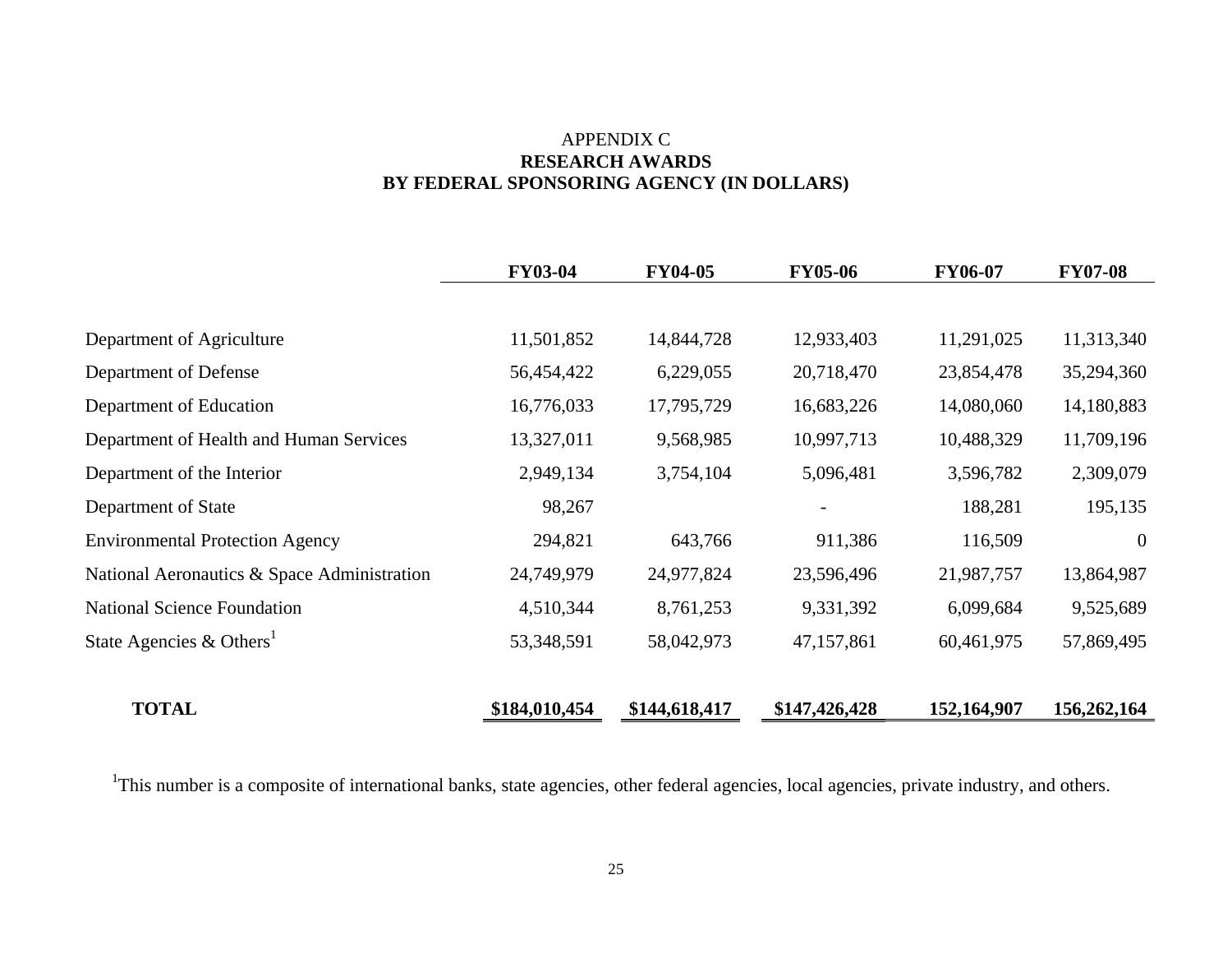APPENDIX C
**RESEARCH AWARDS**
**BY FEDERAL SPONSORING AGENCY (IN DOLLARS)**

| | FY03-04 | FY04-05 | FY05-06 | FY06-07 | FY07-08 |
|---|---|---|---|---|---|
| Department of Agriculture | 11,501,852 | 14,844,728 | 12,933,403 | 11,291,025 | 11,313,340 |
| Department of Defense | 56,454,422 | 6,229,055 | 20,718,470 | 23,854,478 | 35,294,360 |
| Department of Education | 16,776,033 | 17,795,729 | 16,683,226 | 14,080,060 | 14,180,883 |
| Department of Health and Human Services | 13,327,011 | 9,568,985 | 10,997,713 | 10,488,329 | 11,709,196 |
| Department of the Interior | 2,949,134 | 3,754,104 | 5,096,481 | 3,596,782 | 2,309,079 |
| Department of State | 98,267 | | - | 188,281 | 195,135 |
| Environmental Protection Agency | 294,821 | 643,766 | 911,386 | 116,509 | 0 |
| National Aeronautics & Space Administration | 24,749,979 | 24,977,824 | 23,596,496 | 21,987,757 | 13,864,987 |
| National Science Foundation | 4,510,344 | 8,761,253 | 9,331,392 | 6,099,684 | 9,525,689 |
| State Agencies & Others[1] | 53,348,591 | 58,042,973 | 47,157,861 | 60,461,975 | 57,869,495 |
| **TOTAL** | **$184,010,454** | **$144,618,417** | **$147,426,428** | **152,164,907** | **156,262,164** |

[1]This number is a composite of international banks, state agencies, other federal agencies, local agencies, private industry, and others.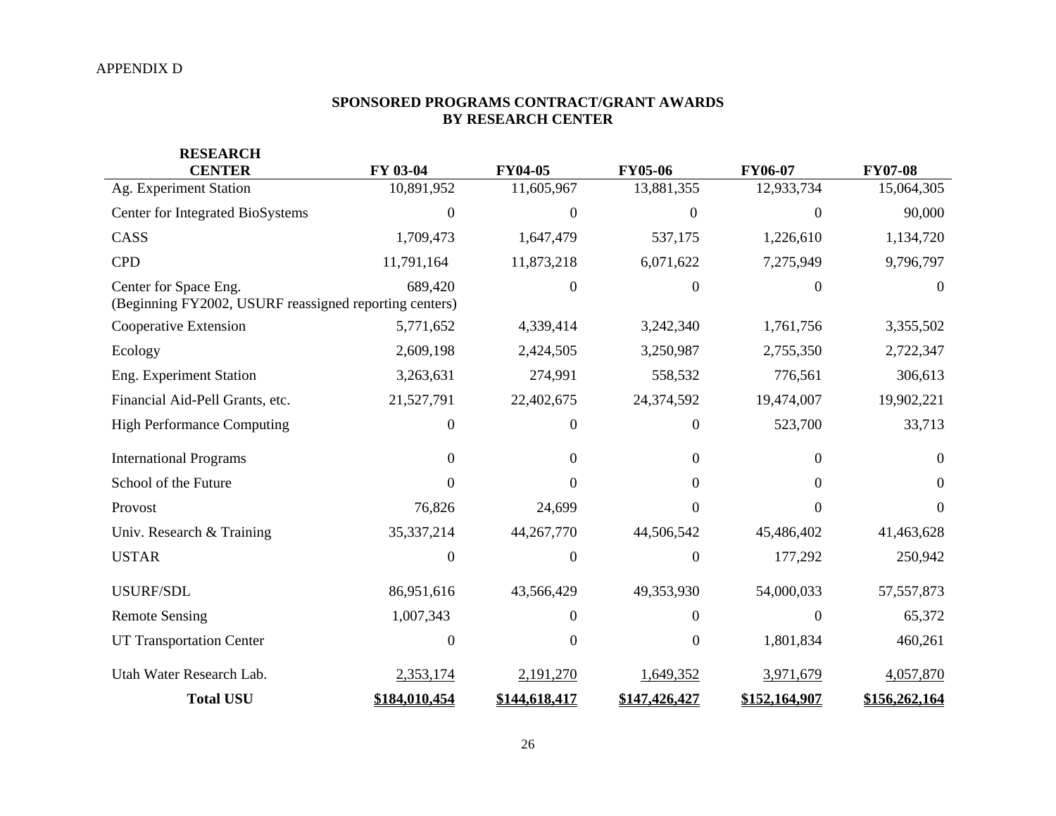APPENDIX D

## SPONSORED PROGRAMS CONTRACT/GRANT AWARDS BY RESEARCH CENTER

| RESEARCH CENTER | FY 03-04 | FY04-05 | FY05-06 | FY06-07 | FY07-08 |
|---|---|---|---|---|---|
| Ag. Experiment Station | 10,891,952 | 11,605,967 | 13,881,355 | 12,933,734 | 15,064,305 |
| Center for Integrated BioSystems | 0 | 0 | 0 | 0 | 90,000 |
| CASS | 1,709,473 | 1,647,479 | 537,175 | 1,226,610 | 1,134,720 |
| CPD | 11,791,164 | 11,873,218 | 6,071,622 | 7,275,949 | 9,796,797 |
| Center for Space Eng. (Beginning FY2002, USURF reassigned reporting centers) | 689,420 | 0 | 0 | 0 | 0 |
| Cooperative Extension | 5,771,652 | 4,339,414 | 3,242,340 | 1,761,756 | 3,355,502 |
| Ecology | 2,609,198 | 2,424,505 | 3,250,987 | 2,755,350 | 2,722,347 |
| Eng. Experiment Station | 3,263,631 | 274,991 | 558,532 | 776,561 | 306,613 |
| Financial Aid-Pell Grants, etc. | 21,527,791 | 22,402,675 | 24,374,592 | 19,474,007 | 19,902,221 |
| High Performance Computing | 0 | 0 | 0 | 523,700 | 33,713 |
| International Programs | 0 | 0 | 0 | 0 | 0 |
| School of the Future | 0 | 0 | 0 | 0 | 0 |
| Provost | 76,826 | 24,699 | 0 | 0 | 0 |
| Univ. Research & Training | 35,337,214 | 44,267,770 | 44,506,542 | 45,486,402 | 41,463,628 |
| USTAR | 0 | 0 | 0 | 177,292 | 250,942 |
| USURF/SDL | 86,951,616 | 43,566,429 | 49,353,930 | 54,000,033 | 57,557,873 |
| Remote Sensing | 1,007,343 | 0 | 0 | 0 | 65,372 |
| UT Transportation Center | 0 | 0 | 0 | 1,801,834 | 460,261 |
| Utah Water Research Lab. | 2,353,174 | 2,191,270 | 1,649,352 | 3,971,679 | 4,057,870 |
| **Total USU** | **$184,010,454** | **$144,618,417** | **$147,426,427** | **$152,164,907** | **$156,262,164** |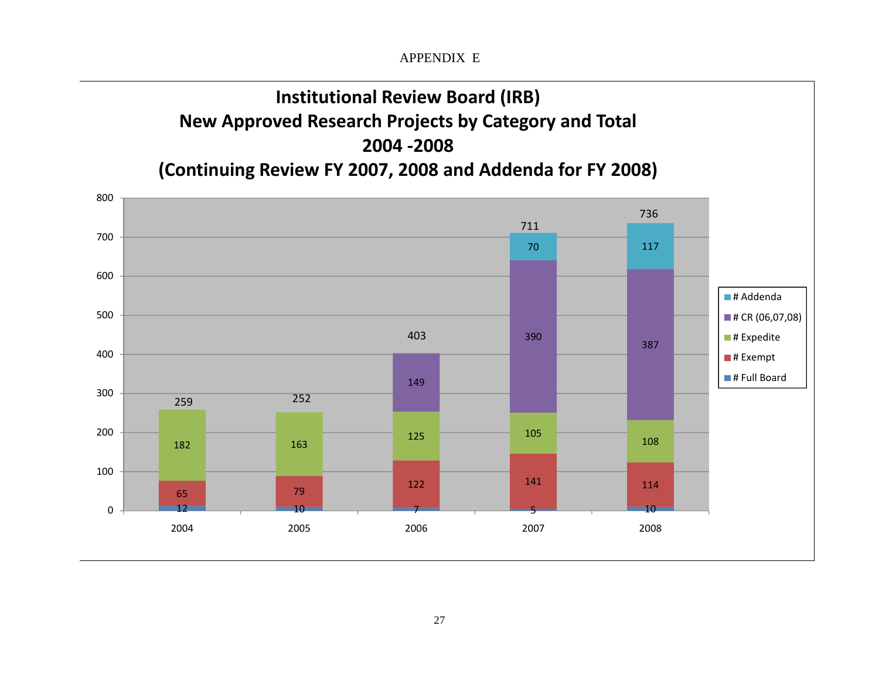APPENDIX E

## Institutional Review Board (IRB)
## New Approved Research Projects by Category and Total
## 2004 -2008
## (Continuing Review FY 2007, 2008 and Addenda for FY 2008)

| Year | # Full Board | # Exempt | # Expedite | # CR (06,07,08) | # Addenda | Total |
|---|---|---|---|---|---|---|
| 2004 | 12 | 65 | 182 | | | 259 |
| 2005 | 10 | 79 | 163 | | | 252 |
| 2006 | 7 | 122 | 125 | 149 | | 403 |
| 2007 | 5 | 141 | 105 | 390 | 70 | 711 |
| 2008 | 10 | 114 | 108 | 387 | 117 | 736 |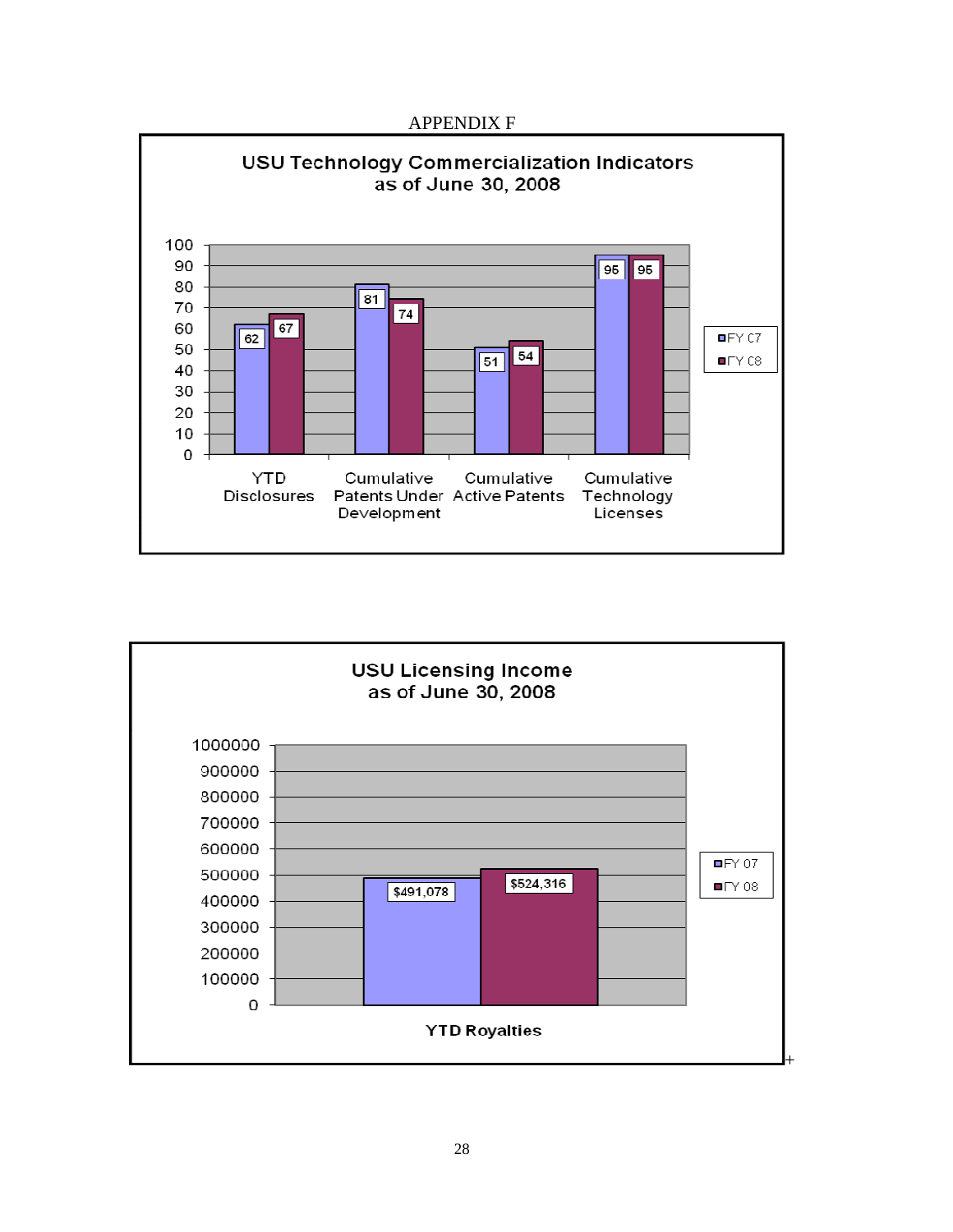APPENDIX F

**USU Technology Commercialization Indicators as of June 30, 2008**

| | FY 07 | FY 08 |
|---|---|---|
| YTD Disclosures | 62 | 67 |
| Cumulative Patents Under Development | 81 | 74 |
| Cumulative Active Patents | 51 | 54 |
| Cumulative Technology Licenses | 95 | 95 |

**USU Licensing Income as of June 30, 2008**

| | FY 07 | FY 08 |
|---|---|---|
| YTD Royalties | $491,078 | $524,316 |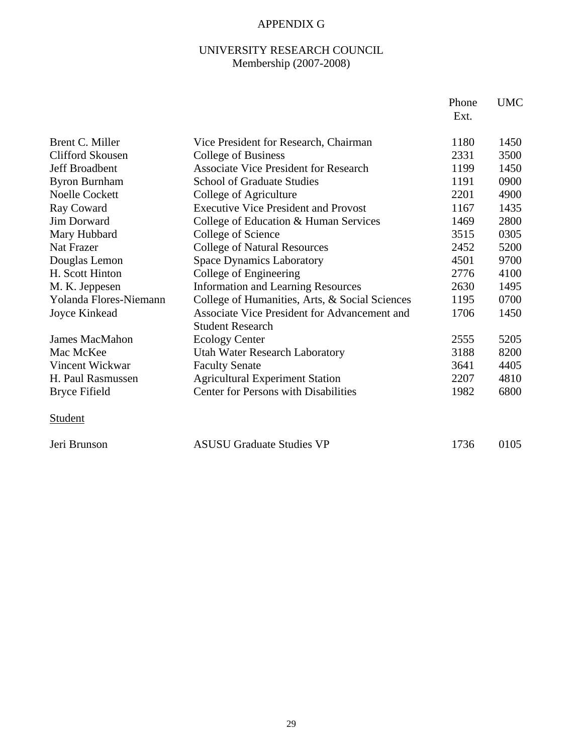# APPENDIX G

## UNIVERSITY RESEARCH COUNCIL
Membership (2007-2008)

| | | Phone Ext. | UMC |
|---|---|---|---|
| Brent C. Miller | Vice President for Research, Chairman | 1180 | 1450 |
| Clifford Skousen | College of Business | 2331 | 3500 |
| Jeff Broadbent | Associate Vice President for Research | 1199 | 1450 |
| Byron Burnham | School of Graduate Studies | 1191 | 0900 |
| Noelle Cockett | College of Agriculture | 2201 | 4900 |
| Ray Coward | Executive Vice President and Provost | 1167 | 1435 |
| Jim Dorward | College of Education & Human Services | 1469 | 2800 |
| Mary Hubbard | College of Science | 3515 | 0305 |
| Nat Frazer | College of Natural Resources | 2452 | 5200 |
| Douglas Lemon | Space Dynamics Laboratory | 4501 | 9700 |
| H. Scott Hinton | College of Engineering | 2776 | 4100 |
| M. K. Jeppesen | Information and Learning Resources | 2630 | 1495 |
| Yolanda Flores-Niemann | College of Humanities, Arts, & Social Sciences | 1195 | 0700 |
| Joyce Kinkead | Associate Vice President for Advancement and Student Research | 1706 | 1450 |
| James MacMahon | Ecology Center | 2555 | 5205 |
| Mac McKee | Utah Water Research Laboratory | 3188 | 8200 |
| Vincent Wickwar | Faculty Senate | 3641 | 4405 |
| H. Paul Rasmussen | Agricultural Experiment Station | 2207 | 4810 |
| Bryce Fifield | Center for Persons with Disabilities | 1982 | 6800 |
| Student | | | |
| Jeri Brunson | ASUSU Graduate Studies VP | 1736 | 0105 |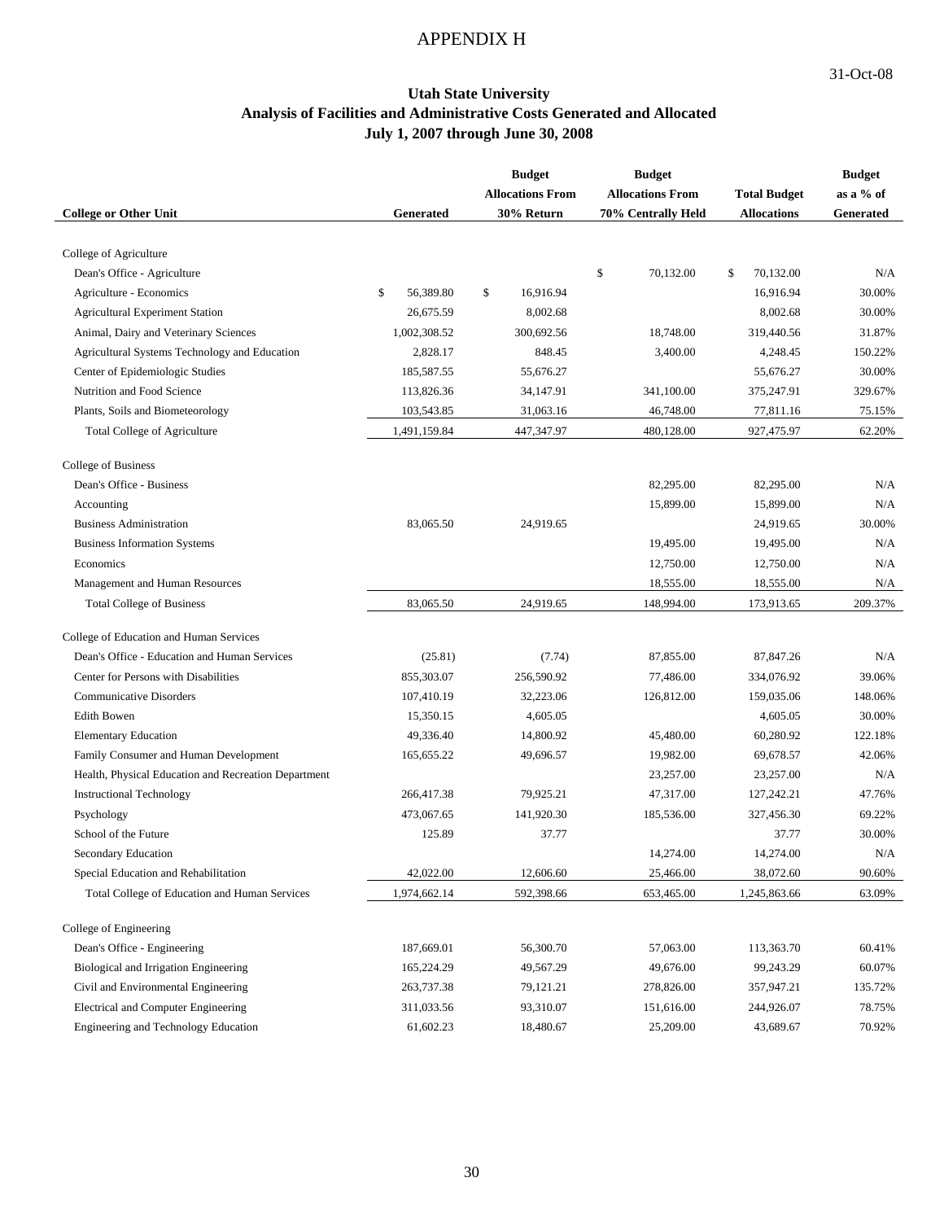# APPENDIX H

31-Oct-08

## Utah State University
## Analysis of Facilities and Administrative Costs Generated and Allocated
## July 1, 2007 through June 30, 2008

| College or Other Unit | Generated | Budget Allocations From 30% Return | Budget Allocations From 70% Centrally Held | Total Budget Allocations | Budget as a % of Generated |
|---|---|---|---|---|---|
| College of Agriculture | | | | | |
| Dean's Office - Agriculture | | | $ 70,132.00 | $ 70,132.00 | N/A |
| Agriculture - Economics | $ 56,389.80 | $ 16,916.94 | | 16,916.94 | 30.00% |
| Agricultural Experiment Station | 26,675.59 | 8,002.68 | | 8,002.68 | 30.00% |
| Animal, Dairy and Veterinary Sciences | 1,002,308.52 | 300,692.56 | 18,748.00 | 319,440.56 | 31.87% |
| Agricultural Systems Technology and Education | 2,828.17 | 848.45 | 3,400.00 | 4,248.45 | 150.22% |
| Center of Epidemiologic Studies | 185,587.55 | 55,676.27 | | 55,676.27 | 30.00% |
| Nutrition and Food Science | 113,826.36 | 34,147.91 | 341,100.00 | 375,247.91 | 329.67% |
| Plants, Soils and Biometeorology | 103,543.85 | 31,063.16 | 46,748.00 | 77,811.16 | 75.15% |
| Total College of Agriculture | 1,491,159.84 | 447,347.97 | 480,128.00 | 927,475.97 | 62.20% |
| College of Business | | | | | |
| Dean's Office - Business | | | 82,295.00 | 82,295.00 | N/A |
| Accounting | | | 15,899.00 | 15,899.00 | N/A |
| Business Administration | 83,065.50 | 24,919.65 | | 24,919.65 | 30.00% |
| Business Information Systems | | | 19,495.00 | 19,495.00 | N/A |
| Economics | | | 12,750.00 | 12,750.00 | N/A |
| Management and Human Resources | | | 18,555.00 | 18,555.00 | N/A |
| Total College of Business | 83,065.50 | 24,919.65 | 148,994.00 | 173,913.65 | 209.37% |
| College of Education and Human Services | | | | | |
| Dean's Office - Education and Human Services | (25.81) | (7.74) | 87,855.00 | 87,847.26 | N/A |
| Center for Persons with Disabilities | 855,303.07 | 256,590.92 | 77,486.00 | 334,076.92 | 39.06% |
| Communicative Disorders | 107,410.19 | 32,223.06 | 126,812.00 | 159,035.06 | 148.06% |
| Edith Bowen | 15,350.15 | 4,605.05 | | 4,605.05 | 30.00% |
| Elementary Education | 49,336.40 | 14,800.92 | 45,480.00 | 60,280.92 | 122.18% |
| Family Consumer and Human Development | 165,655.22 | 49,696.57 | 19,982.00 | 69,678.57 | 42.06% |
| Health, Physical Education and Recreation Department | | | 23,257.00 | 23,257.00 | N/A |
| Instructional Technology | 266,417.38 | 79,925.21 | 47,317.00 | 127,242.21 | 47.76% |
| Psychology | 473,067.65 | 141,920.30 | 185,536.00 | 327,456.30 | 69.22% |
| School of the Future | 125.89 | 37.77 | | 37.77 | 30.00% |
| Secondary Education | | | 14,274.00 | 14,274.00 | N/A |
| Special Education and Rehabilitation | 42,022.00 | 12,606.60 | 25,466.00 | 38,072.60 | 90.60% |
| Total College of Education and Human Services | 1,974,662.14 | 592,398.66 | 653,465.00 | 1,245,863.66 | 63.09% |
| College of Engineering | | | | | |
| Dean's Office - Engineering | 187,669.01 | 56,300.70 | 57,063.00 | 113,363.70 | 60.41% |
| Biological and Irrigation Engineering | 165,224.29 | 49,567.29 | 49,676.00 | 99,243.29 | 60.07% |
| Civil and Environmental Engineering | 263,737.38 | 79,121.21 | 278,826.00 | 357,947.21 | 135.72% |
| Electrical and Computer Engineering | 311,033.56 | 93,310.07 | 151,616.00 | 244,926.07 | 78.75% |
| Engineering and Technology Education | 61,602.23 | 18,480.67 | 25,209.00 | 43,689.67 | 70.92% |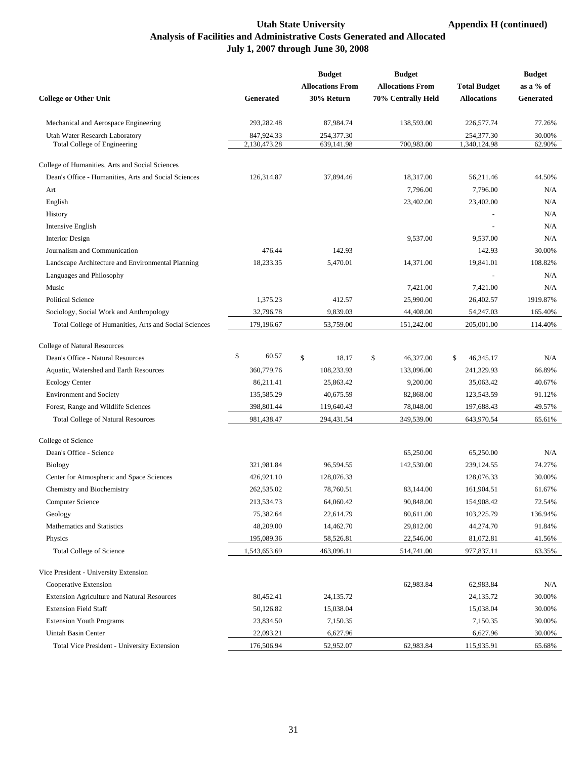# Utah State University

**Appendix H (continued)**

**Analysis of Facilities and Administrative Costs Generated and Allocated**

**July 1, 2007 through June 30, 2008**

| College or Other Unit | Generated | Budget Allocations From 30% Return | Budget Allocations From 70% Centrally Held | Total Budget Allocations | Budget as a % of Generated |
|---|---|---|---|---|---|
| Mechanical and Aerospace Engineering | 293,282.48 | 87,984.74 | 138,593.00 | 226,577.74 | 77.26% |
| Utah Water Research Laboratory | 847,924.33 | 254,377.30 | | 254,377.30 | 30.00% |
| Total College of Engineering | 2,130,473.28 | 639,141.98 | 700,983.00 | 1,340,124.98 | 62.90% |
| College of Humanities, Arts and Social Sciences | | | | | |
| Dean's Office - Humanities, Arts and Social Sciences | 126,314.87 | 37,894.46 | 18,317.00 | 56,211.46 | 44.50% |
| Art | | | 7,796.00 | 7,796.00 | N/A |
| English | | | 23,402.00 | 23,402.00 | N/A |
| History | | | | - | N/A |
| Intensive English | | | | - | N/A |
| Interior Design | | | 9,537.00 | 9,537.00 | N/A |
| Journalism and Communication | 476.44 | 142.93 | | 142.93 | 30.00% |
| Landscape Architecture and Environmental Planning | 18,233.35 | 5,470.01 | 14,371.00 | 19,841.01 | 108.82% |
| Languages and Philosophy | | | | - | N/A |
| Music | | | 7,421.00 | 7,421.00 | N/A |
| Political Science | 1,375.23 | 412.57 | 25,990.00 | 26,402.57 | 1919.87% |
| Sociology, Social Work and Anthropology | 32,796.78 | 9,839.03 | 44,408.00 | 54,247.03 | 165.40% |
| Total College of Humanities, Arts and Social Sciences | 179,196.67 | 53,759.00 | 151,242.00 | 205,001.00 | 114.40% |
| College of Natural Resources | | | | | |
| Dean's Office - Natural Resources | $ 60.57 | $ 18.17 | $ 46,327.00 | $ 46,345.17 | N/A |
| Aquatic, Watershed and Earth Resources | 360,779.76 | 108,233.93 | 133,096.00 | 241,329.93 | 66.89% |
| Ecology Center | 86,211.41 | 25,863.42 | 9,200.00 | 35,063.42 | 40.67% |
| Environment and Society | 135,585.29 | 40,675.59 | 82,868.00 | 123,543.59 | 91.12% |
| Forest, Range and Wildlife Sciences | 398,801.44 | 119,640.43 | 78,048.00 | 197,688.43 | 49.57% |
| Total College of Natural Resources | 981,438.47 | 294,431.54 | 349,539.00 | 643,970.54 | 65.61% |
| College of Science | | | | | |
| Dean's Office - Science | | | 65,250.00 | 65,250.00 | N/A |
| Biology | 321,981.84 | 96,594.55 | 142,530.00 | 239,124.55 | 74.27% |
| Center for Atmospheric and Space Sciences | 426,921.10 | 128,076.33 | | 128,076.33 | 30.00% |
| Chemistry and Biochemistry | 262,535.02 | 78,760.51 | 83,144.00 | 161,904.51 | 61.67% |
| Computer Science | 213,534.73 | 64,060.42 | 90,848.00 | 154,908.42 | 72.54% |
| Geology | 75,382.64 | 22,614.79 | 80,611.00 | 103,225.79 | 136.94% |
| Mathematics and Statistics | 48,209.00 | 14,462.70 | 29,812.00 | 44,274.70 | 91.84% |
| Physics | 195,089.36 | 58,526.81 | 22,546.00 | 81,072.81 | 41.56% |
| Total College of Science | 1,543,653.69 | 463,096.11 | 514,741.00 | 977,837.11 | 63.35% |
| Vice President - University Extension | | | | | |
| Cooperative Extension | | | 62,983.84 | 62,983.84 | N/A |
| Extension Agriculture and Natural Resources | 80,452.41 | 24,135.72 | | 24,135.72 | 30.00% |
| Extension Field Staff | 50,126.82 | 15,038.04 | | 15,038.04 | 30.00% |
| Extension Youth Programs | 23,834.50 | 7,150.35 | | 7,150.35 | 30.00% |
| Uintah Basin Center | 22,093.21 | 6,627.96 | | 6,627.96 | 30.00% |
| Total Vice President - University Extension | 176,506.94 | 52,952.07 | 62,983.84 | 115,935.91 | 65.68% |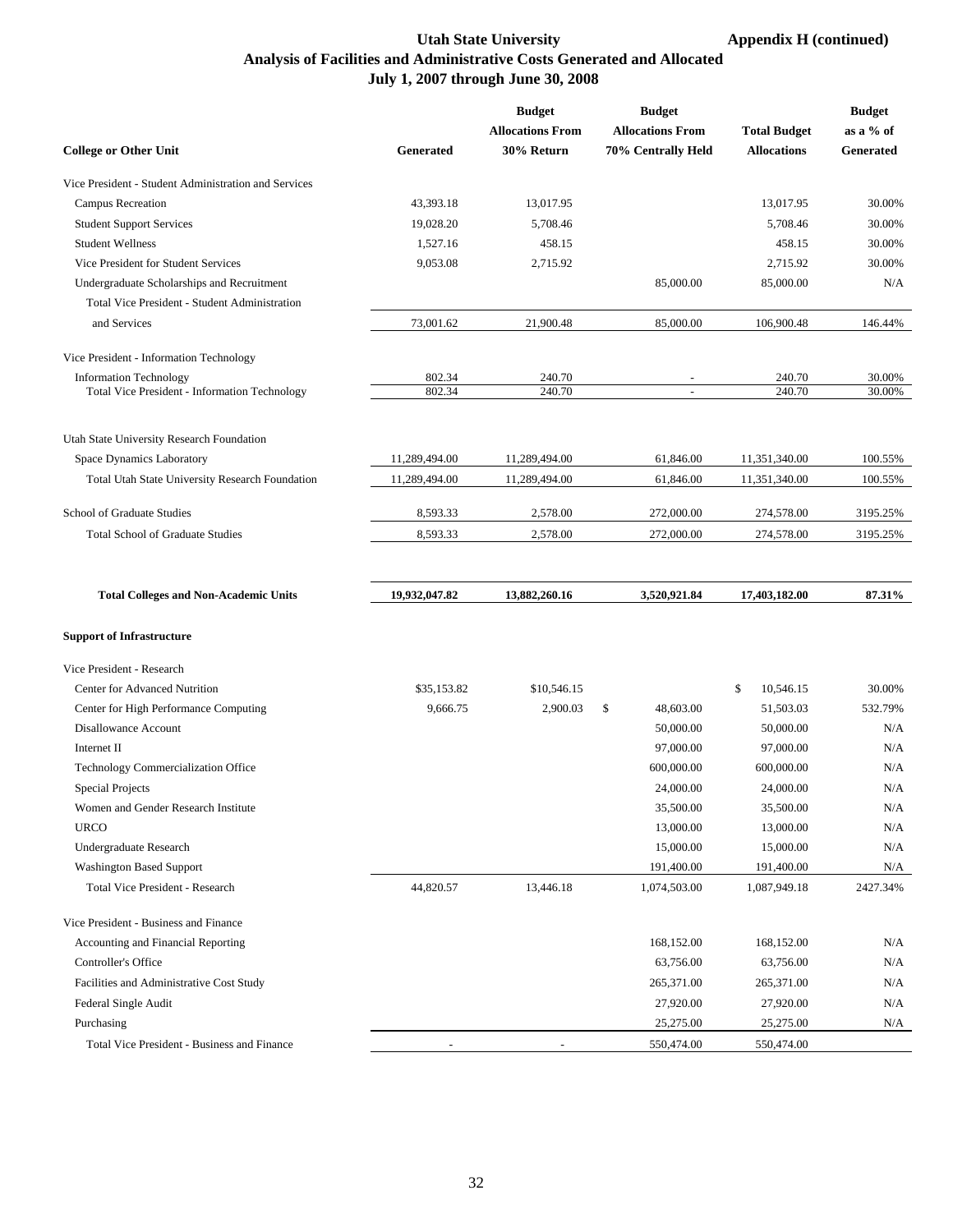# Utah State University

**Appendix H (continued)**

## Analysis of Facilities and Administrative Costs Generated and Allocated
### July 1, 2007 through June 30, 2008

| College or Other Unit | Generated | Budget Allocations From 30% Return | Budget Allocations From 70% Centrally Held | Total Budget Allocations | Budget as a % of Generated |
|---|---|---|---|---|---|
| Vice President - Student Administration and Services | | | | | |
| Campus Recreation | 43,393.18 | 13,017.95 | | 13,017.95 | 30.00% |
| Student Support Services | 19,028.20 | 5,708.46 | | 5,708.46 | 30.00% |
| Student Wellness | 1,527.16 | 458.15 | | 458.15 | 30.00% |
| Vice President for Student Services | 9,053.08 | 2,715.92 | | 2,715.92 | 30.00% |
| Undergraduate Scholarships and Recruitment | | | 85,000.00 | 85,000.00 | N/A |
| Total Vice President - Student Administration and Services | 73,001.62 | 21,900.48 | 85,000.00 | 106,900.48 | 146.44% |
| Vice President - Information Technology | | | | | |
| Information Technology | 802.34 | 240.70 | - | 240.70 | 30.00% |
| Total Vice President - Information Technology | 802.34 | 240.70 | - | 240.70 | 30.00% |
| Utah State University Research Foundation | | | | | |
| Space Dynamics Laboratory | 11,289,494.00 | 11,289,494.00 | 61,846.00 | 11,351,340.00 | 100.55% |
| Total Utah State University Research Foundation | 11,289,494.00 | 11,289,494.00 | 61,846.00 | 11,351,340.00 | 100.55% |
| School of Graduate Studies | 8,593.33 | 2,578.00 | 272,000.00 | 274,578.00 | 3195.25% |
| Total School of Graduate Studies | 8,593.33 | 2,578.00 | 272,000.00 | 274,578.00 | 3195.25% |
| **Total Colleges and Non-Academic Units** | **19,932,047.82** | **13,882,260.16** | **3,520,921.84** | **17,403,182.00** | **87.31%** |
| **Support of Infrastructure** | | | | | |
| Vice President - Research | | | | | |
| Center for Advanced Nutrition | $35,153.82 | $10,546.15 | | $ 10,546.15 | 30.00% |
| Center for High Performance Computing | 9,666.75 | 2,900.03 | $ 48,603.00 | 51,503.03 | 532.79% |
| Disallowance Account | | | 50,000.00 | 50,000.00 | N/A |
| Internet II | | | 97,000.00 | 97,000.00 | N/A |
| Technology Commercialization Office | | | 600,000.00 | 600,000.00 | N/A |
| Special Projects | | | 24,000.00 | 24,000.00 | N/A |
| Women and Gender Research Institute | | | 35,500.00 | 35,500.00 | N/A |
| URCO | | | 13,000.00 | 13,000.00 | N/A |
| Undergraduate Research | | | 15,000.00 | 15,000.00 | N/A |
| Washington Based Support | | | 191,400.00 | 191,400.00 | N/A |
| Total Vice President - Research | 44,820.57 | 13,446.18 | 1,074,503.00 | 1,087,949.18 | 2427.34% |
| Vice President - Business and Finance | | | | | |
| Accounting and Financial Reporting | | | 168,152.00 | 168,152.00 | N/A |
| Controller's Office | | | 63,756.00 | 63,756.00 | N/A |
| Facilities and Administrative Cost Study | | | 265,371.00 | 265,371.00 | N/A |
| Federal Single Audit | | | 27,920.00 | 27,920.00 | N/A |
| Purchasing | | | 25,275.00 | 25,275.00 | N/A |
| Total Vice President - Business and Finance | - | - | 550,474.00 | 550,474.00 | |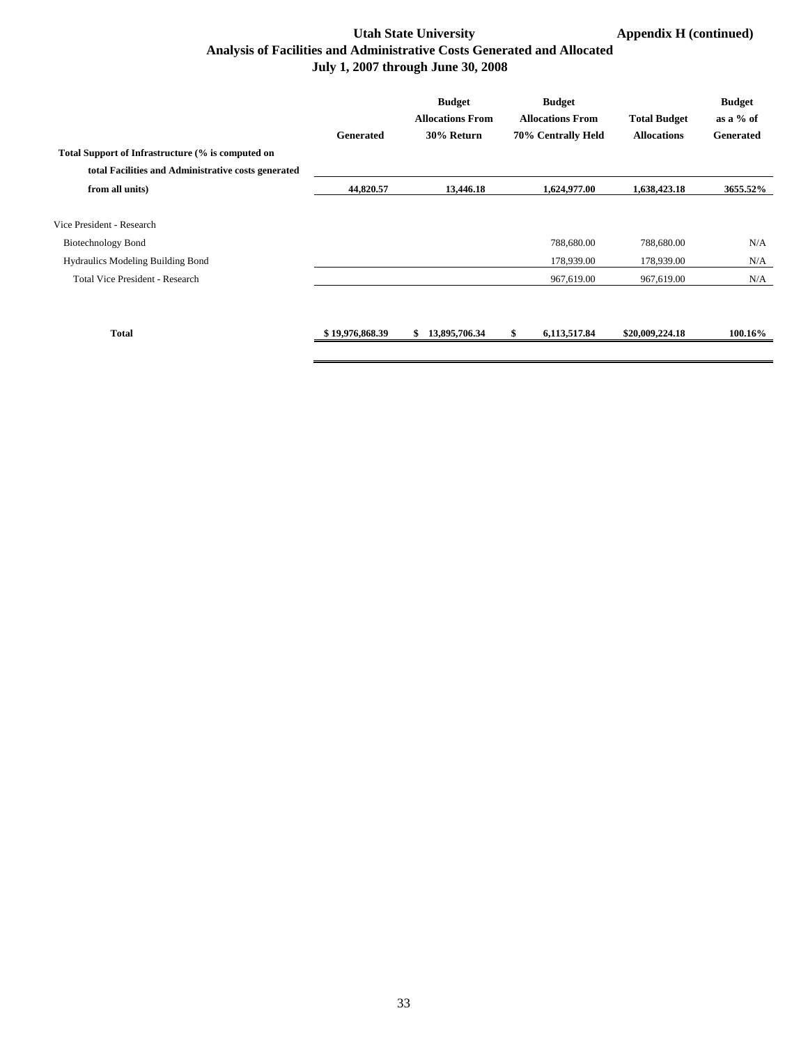# Utah State University

**Appendix H (continued)**

## Analysis of Facilities and Administrative Costs Generated and Allocated

### July 1, 2007 through June 30, 2008

| | Generated | Budget Allocations From 30% Return | Budget Allocations From 70% Centrally Held | Total Budget Allocations | Budget as a % of Generated |
|---|---|---|---|---|---|
| **Total Support of Infrastructure (% is computed on total Facilities and Administrative costs generated from all units)** | **44,820.57** | **13,446.18** | **1,624,977.00** | **1,638,423.18** | **3655.52%** |
| Vice President - Research | | | | | |
| Biotechnology Bond | | | 788,680.00 | 788,680.00 | N/A |
| Hydraulics Modeling Building Bond | | | 178,939.00 | 178,939.00 | N/A |
| Total Vice President - Research | | | 967,619.00 | 967,619.00 | N/A |
| **Total** | **$ 19,976,868.39** | **$ 13,895,706.34** | **$ 6,113,517.84** | **$20,009,224.18** | **100.16%** |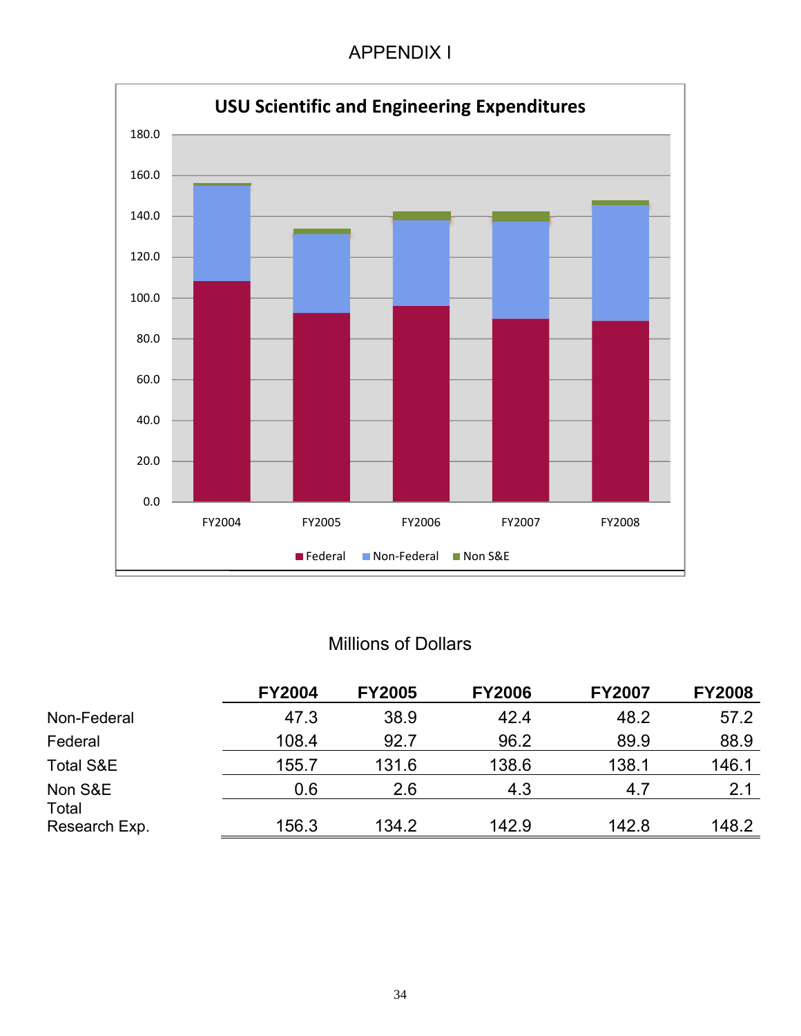# APPENDIX I

**USU Scientific and Engineering Expenditures**

Millions of Dollars

| | FY2004 | FY2005 | FY2006 | FY2007 | FY2008 |
|---|---|---|---|---|---|
| Non-Federal | 47.3 | 38.9 | 42.4 | 48.2 | 57.2 |
| Federal | 108.4 | 92.7 | 96.2 | 89.9 | 88.9 |
| Total S&E | 155.7 | 131.6 | 138.6 | 138.1 | 146.1 |
| Non S&E | 0.6 | 2.6 | 4.3 | 4.7 | 2.1 |
| Total Research Exp. | 156.3 | 134.2 | 142.9 | 142.8 | 148.2 |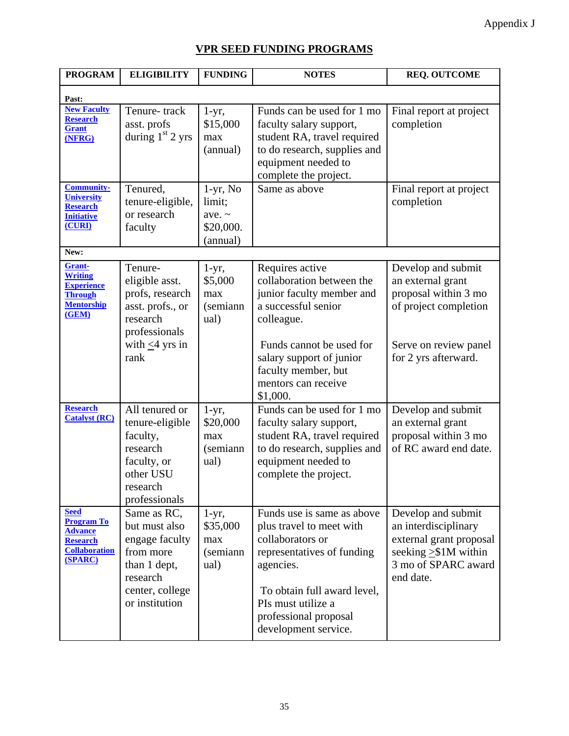Appendix J

# VPR SEED FUNDING PROGRAMS

| PROGRAM | ELIGIBILITY | FUNDING | NOTES | REQ. OUTCOME |
|---|---|---|---|---|
| **Past:** | | | | |
| **New Faculty Research Grant (NFRG)** | Tenure- track asst. profs during 1st 2 yrs | 1-yr, $15,000 max (annual) | Funds can be used for 1 mo faculty salary support, student RA, travel required to do research, supplies and equipment needed to complete the project. | Final report at project completion |
| **Community-University Research Initiative (CURI)** | Tenured, tenure-eligible, or research faculty | 1-yr, No limit; ave. ~ $20,000. (annual) | Same as above | Final report at project completion |
| **New:** | | | | |
| **Grant-Writing Experience Through Mentorship (GEM)** | Tenure-eligible asst. profs, research asst. profs., or research professionals with ≤4 yrs in rank | 1-yr, $5,000 max (semiannual) | Requires active collaboration between the junior faculty member and a successful senior colleague. Funds cannot be used for salary support of junior faculty member, but mentors can receive $1,000. | Develop and submit an external grant proposal within 3 mo of project completion. Serve on review panel for 2 yrs afterward. |
| **Research Catalyst (RC)** | All tenured or tenure-eligible faculty, research faculty, or other USU research professionals | 1-yr, $20,000 max (semiannual) | Funds can be used for 1 mo faculty salary support, student RA, travel required to do research, supplies and equipment needed to complete the project. | Develop and submit an external grant proposal within 3 mo of RC award end date. |
| **Seed Program To Advance Research Collaboration (SPARC)** | Same as RC, but must also engage faculty from more than 1 dept, research center, college or institution | 1-yr, $35,000 max (semiannual) | Funds use is same as above plus travel to meet with collaborators or representatives of funding agencies. To obtain full award level, PIs must utilize a professional proposal development service. | Develop and submit an interdisciplinary external grant proposal seeking ≥$1M within 3 mo of SPARC award end date. |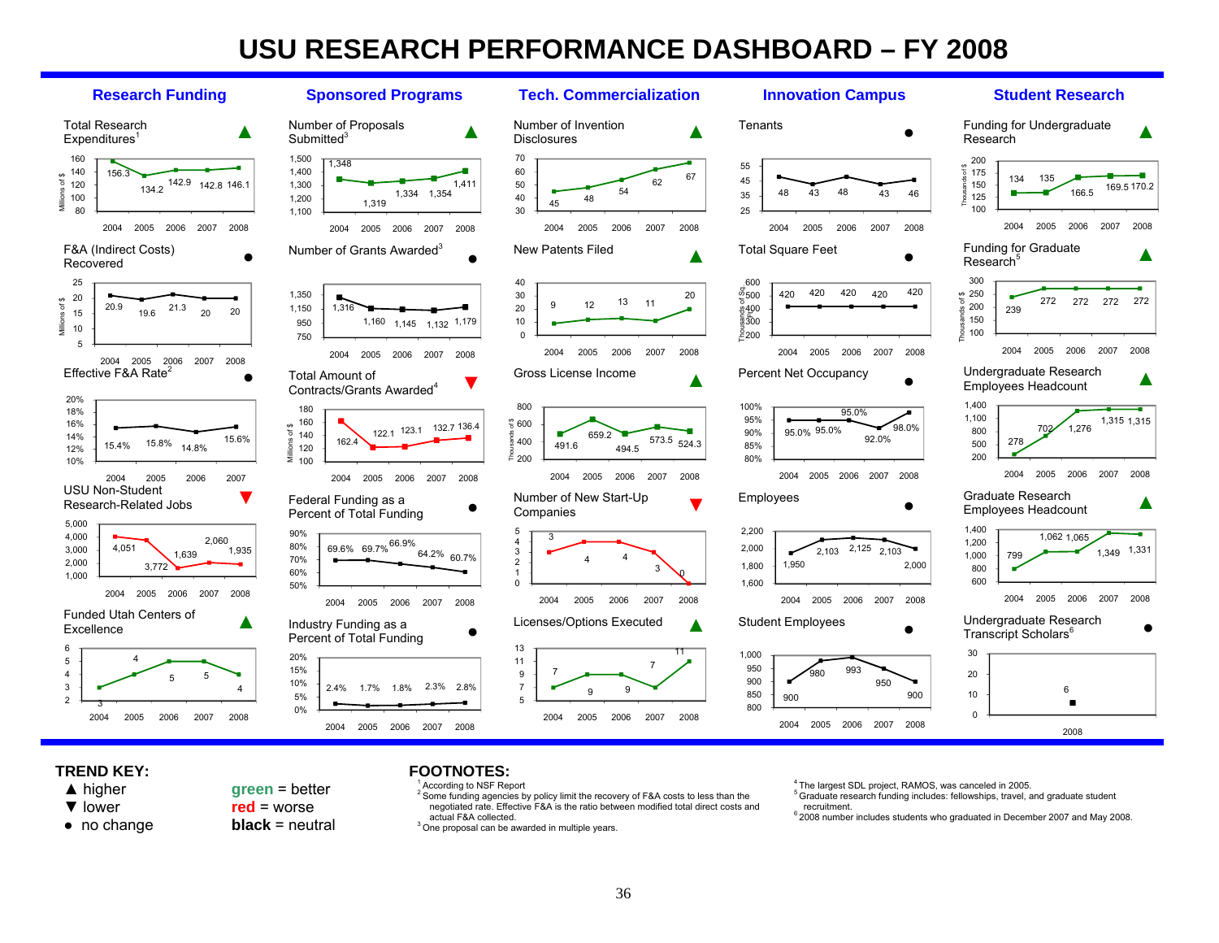# USU RESEARCH PERFORMANCE DASHBOARD – FY 2008

## Research Funding

**Total Research Expenditures[1]** ▲

Millions of $

156.3, 134.2, 142.9, 142.8, 146.1

2004 2005 2006 2007 2008

**F&A (Indirect Costs) Recovered** ●

Millions of $

20.9, 19.6, 21.3, 20, 20

2004 2005 2006 2007 2008

**Effective F&A Rate[2]** ●

15.4%, 15.8%, 14.8%, 15.6%

2004 2005 2006 2007

**USU Non-Student Research-Related Jobs** ▼

4,051, 3,772, 1,639, 2,060, 1,935

2004 2005 2006 2007 2008

**Funded Utah Centers of Excellence** ▲

3, 4, 5, 5, 4

2004 2005 2006 2007 2008

## Sponsored Programs

**Number of Proposals Submitted[3]** ▲

1,348, 1,319, 1,334, 1,354, 1,411

2004 2005 2006 2007 2008

**Number of Grants Awarded[3]** ●

1,316, 1,160, 1,145, 1,132, 1,179

2004 2005 2006 2007 2008

**Total Amount of Contracts/Grants Awarded[4]** ▼

Millions of $

162.4, 122.1, 123.1, 132.7, 136.4

2004 2005 2006 2007 2008

**Federal Funding as a Percent of Total Funding** ●

69.6%, 69.7%, 66.9%, 64.2%, 60.7%

2004 2005 2006 2007 2008

**Industry Funding as a Percent of Total Funding** ●

2.4%, 1.7%, 1.8%, 2.3%, 2.8%

2004 2005 2006 2007 2008

## Tech. Commercialization

**Number of Invention Disclosures** ▲

45, 48, 54, 62, 67

2004 2005 2006 2007 2008

**New Patents Filed** ▲

9, 12, 13, 11, 20

2004 2005 2006 2007 2008

**Gross License Income** ▲

Thousands of $

491.6, 659.2, 494.5, 573.5, 524.3

2004 2005 2006 2007 2008

**Number of New Start-Up Companies** ▼

3, 4, 4, 3, 0

2004 2005 2006 2007 2008

**Licenses/Options Executed** ▲

7, 9, 9, 7, 11

2004 2005 2006 2007 2008

## Innovation Campus

**Tenants** ●

48, 43, 48, 43, 46

2004 2005 2006 2007 2008

**Total Square Feet** ●

Thousands of Sq. Feet

420, 420, 420, 420, 420

2004 2005 2006 2007 2008

**Percent Net Occupancy** ●

95.0%, 95.0%, 95.0%, 92.0%, 98.0%

2004 2005 2006 2007 2008

**Employees** ●

1,950, 2,103, 2,125, 2,103, 2,000

2004 2005 2006 2007 2008

**Student Employees** ●

900, 980, 993, 950, 900

2004 2005 2006 2007 2008

## Student Research

**Funding for Undergraduate Research** ▲

Thousands of $

134, 135, 166.5, 169.5, 170.2

2004 2005 2006 2007 2008

**Funding for Graduate Research[5]** ▲

Thousands of $

239, 272, 272, 272, 272

2004 2005 2006 2007 2008

**Undergraduate Research Employees Headcount** ▲

278, 702, 1,276, 1,315, 1,315

2004 2005 2006 2007 2008

**Graduate Research Employees Headcount** ▲

799, 1,062, 1,065, 1,349, 1,331

2004 2005 2006 2007 2008

**Undergraduate Research Transcript Scholars[6]** ●

6

2008

---

**TREND KEY:**

- ▲ higher
- ▼ lower
- ● no change

**green** = better
**red** = worse
**black** = neutral

**FOOTNOTES:**

[1] According to NSF Report

[2] Some funding agencies by policy limit the recovery of F&A costs to less than the negotiated rate. Effective F&A is the ratio between modified total direct costs and actual F&A collected.

[3] One proposal can be awarded in multiple years.

[4] The largest SDL project, RAMOS, was canceled in 2005.

[5] Graduate research funding includes: fellowships, travel, and graduate student recruitment.

[6] 2008 number includes students who graduated in December 2007 and May 2008.